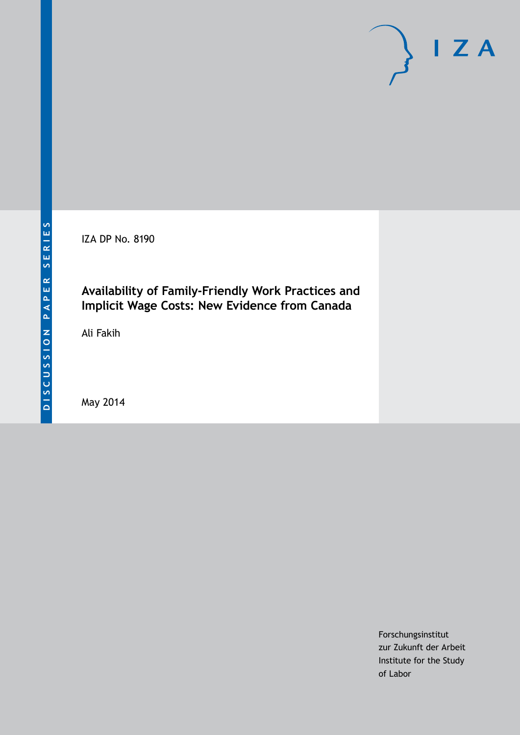DISCUSSION PAPER SERIES

IZA

IZA DP No. 8190

# Availability of Family-Friendly Work Practices and Implicit Wage Costs: New Evidence from Canada

Ali Fakih

May 2014

Forschungsinstitut
zur Zukunft der Arbeit
Institute for the Study
of Labor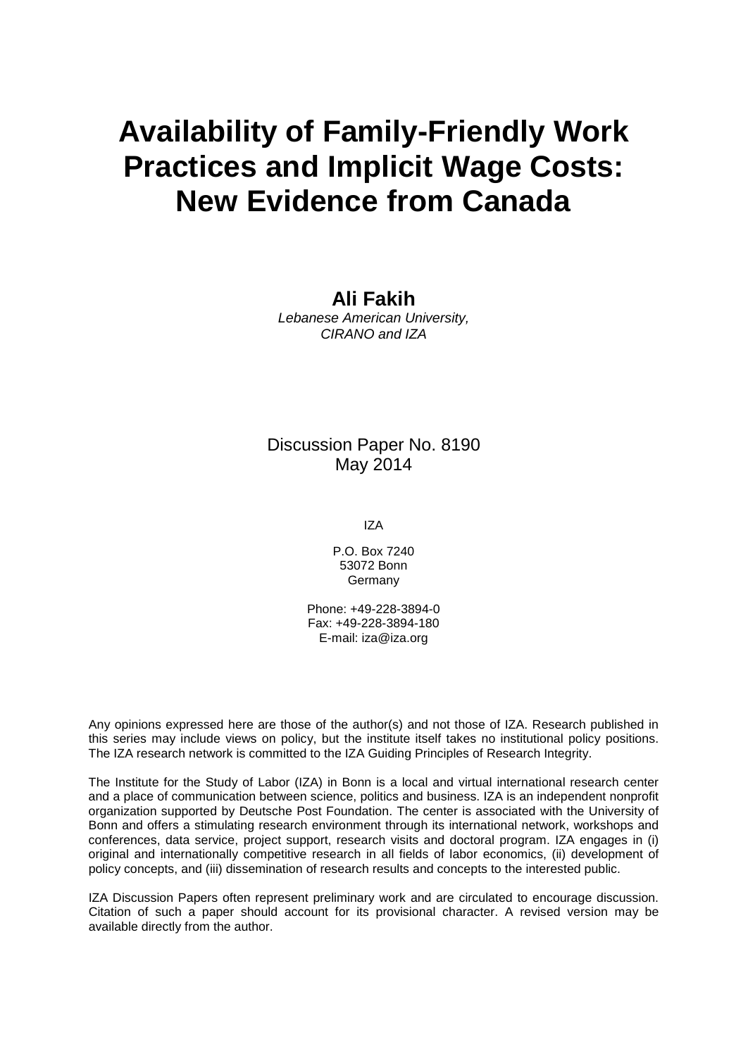# Availability of Family-Friendly Work Practices and Implicit Wage Costs: New Evidence from Canada

**Ali Fakih**
*Lebanese American University, CIRANO and IZA*

Discussion Paper No. 8190
May 2014

IZA

P.O. Box 7240
53072 Bonn
Germany

Phone: +49-228-3894-0
Fax: +49-228-3894-180
E-mail: iza@iza.org

Any opinions expressed here are those of the author(s) and not those of IZA. Research published in this series may include views on policy, but the institute itself takes no institutional policy positions. The IZA research network is committed to the IZA Guiding Principles of Research Integrity.

The Institute for the Study of Labor (IZA) in Bonn is a local and virtual international research center and a place of communication between science, politics and business. IZA is an independent nonprofit organization supported by Deutsche Post Foundation. The center is associated with the University of Bonn and offers a stimulating research environment through its international network, workshops and conferences, data service, project support, research visits and doctoral program. IZA engages in (i) original and internationally competitive research in all fields of labor economics, (ii) development of policy concepts, and (iii) dissemination of research results and concepts to the interested public.

IZA Discussion Papers often represent preliminary work and are circulated to encourage discussion. Citation of such a paper should account for its provisional character. A revised version may be available directly from the author.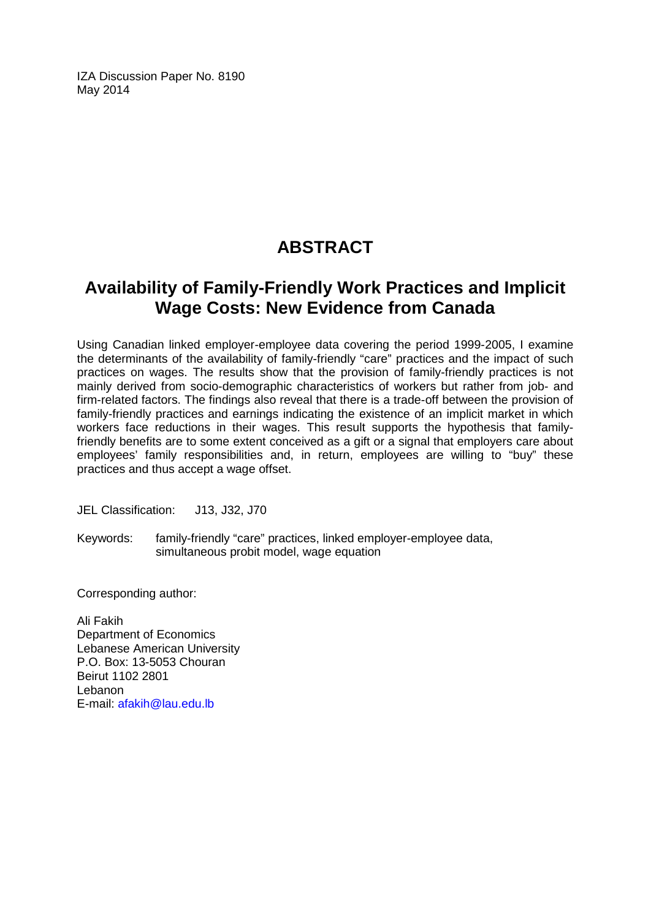IZA Discussion Paper No. 8190
May 2014

# ABSTRACT

## Availability of Family-Friendly Work Practices and Implicit Wage Costs: New Evidence from Canada

Using Canadian linked employer-employee data covering the period 1999-2005, I examine the determinants of the availability of family-friendly "care" practices and the impact of such practices on wages. The results show that the provision of family-friendly practices is not mainly derived from socio-demographic characteristics of workers but rather from job- and firm-related factors. The findings also reveal that there is a trade-off between the provision of family-friendly practices and earnings indicating the existence of an implicit market in which workers face reductions in their wages. This result supports the hypothesis that family-friendly benefits are to some extent conceived as a gift or a signal that employers care about employees' family responsibilities and, in return, employees are willing to "buy" these practices and thus accept a wage offset.

JEL Classification: J13, J32, J70

Keywords: family-friendly "care" practices, linked employer-employee data, simultaneous probit model, wage equation

Corresponding author:

Ali Fakih
Department of Economics
Lebanese American University
P.O. Box: 13-5053 Chouran
Beirut 1102 2801
Lebanon
E-mail: afakih@lau.edu.lb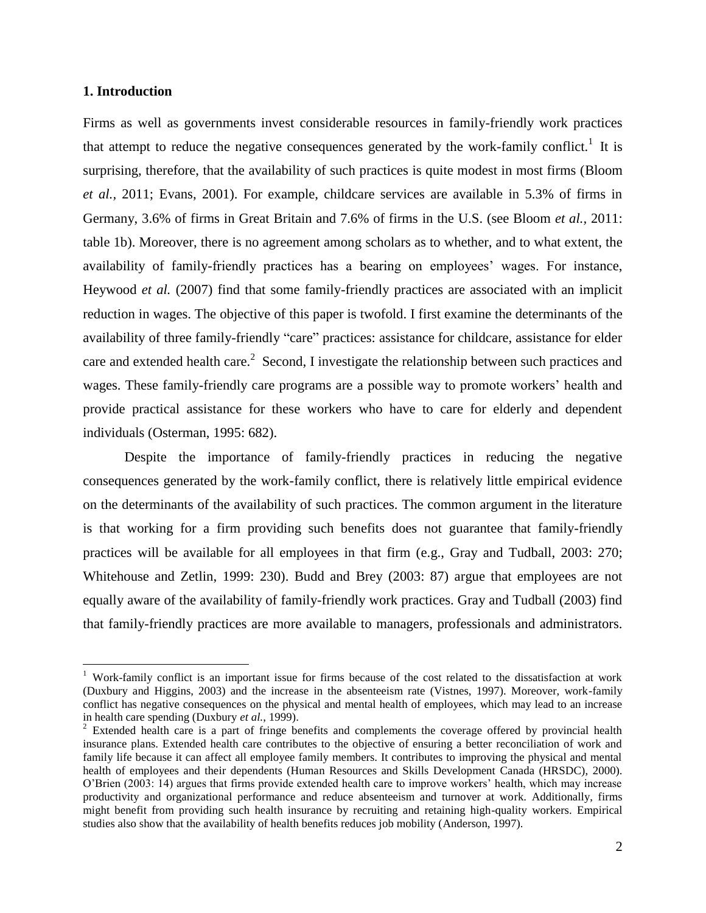## 1. Introduction

Firms as well as governments invest considerable resources in family-friendly work practices that attempt to reduce the negative consequences generated by the work-family conflict.[1] It is surprising, therefore, that the availability of such practices is quite modest in most firms (Bloom *et al.*, 2011; Evans, 2001). For example, childcare services are available in 5.3% of firms in Germany, 3.6% of firms in Great Britain and 7.6% of firms in the U.S. (see Bloom *et al.*, 2011: table 1b). Moreover, there is no agreement among scholars as to whether, and to what extent, the availability of family-friendly practices has a bearing on employees' wages. For instance, Heywood *et al.* (2007) find that some family-friendly practices are associated with an implicit reduction in wages. The objective of this paper is twofold. I first examine the determinants of the availability of three family-friendly "care" practices: assistance for childcare, assistance for elder care and extended health care.[2] Second, I investigate the relationship between such practices and wages. These family-friendly care programs are a possible way to promote workers' health and provide practical assistance for these workers who have to care for elderly and dependent individuals (Osterman, 1995: 682).

Despite the importance of family-friendly practices in reducing the negative consequences generated by the work-family conflict, there is relatively little empirical evidence on the determinants of the availability of such practices. The common argument in the literature is that working for a firm providing such benefits does not guarantee that family-friendly practices will be available for all employees in that firm (e.g., Gray and Tudball, 2003: 270; Whitehouse and Zetlin, 1999: 230). Budd and Brey (2003: 87) argue that employees are not equally aware of the availability of family-friendly work practices. Gray and Tudball (2003) find that family-friendly practices are more available to managers, professionals and administrators.

[1] Work-family conflict is an important issue for firms because of the cost related to the dissatisfaction at work (Duxbury and Higgins, 2003) and the increase in the absenteeism rate (Vistnes, 1997). Moreover, work-family conflict has negative consequences on the physical and mental health of employees, which may lead to an increase in health care spending (Duxbury *et al.*, 1999).

[2] Extended health care is a part of fringe benefits and complements the coverage offered by provincial health insurance plans. Extended health care contributes to the objective of ensuring a better reconciliation of work and family life because it can affect all employee family members. It contributes to improving the physical and mental health of employees and their dependents (Human Resources and Skills Development Canada (HRSDC), 2000). O'Brien (2003: 14) argues that firms provide extended health care to improve workers' health, which may increase productivity and organizational performance and reduce absenteeism and turnover at work. Additionally, firms might benefit from providing such health insurance by recruiting and retaining high-quality workers. Empirical studies also show that the availability of health benefits reduces job mobility (Anderson, 1997).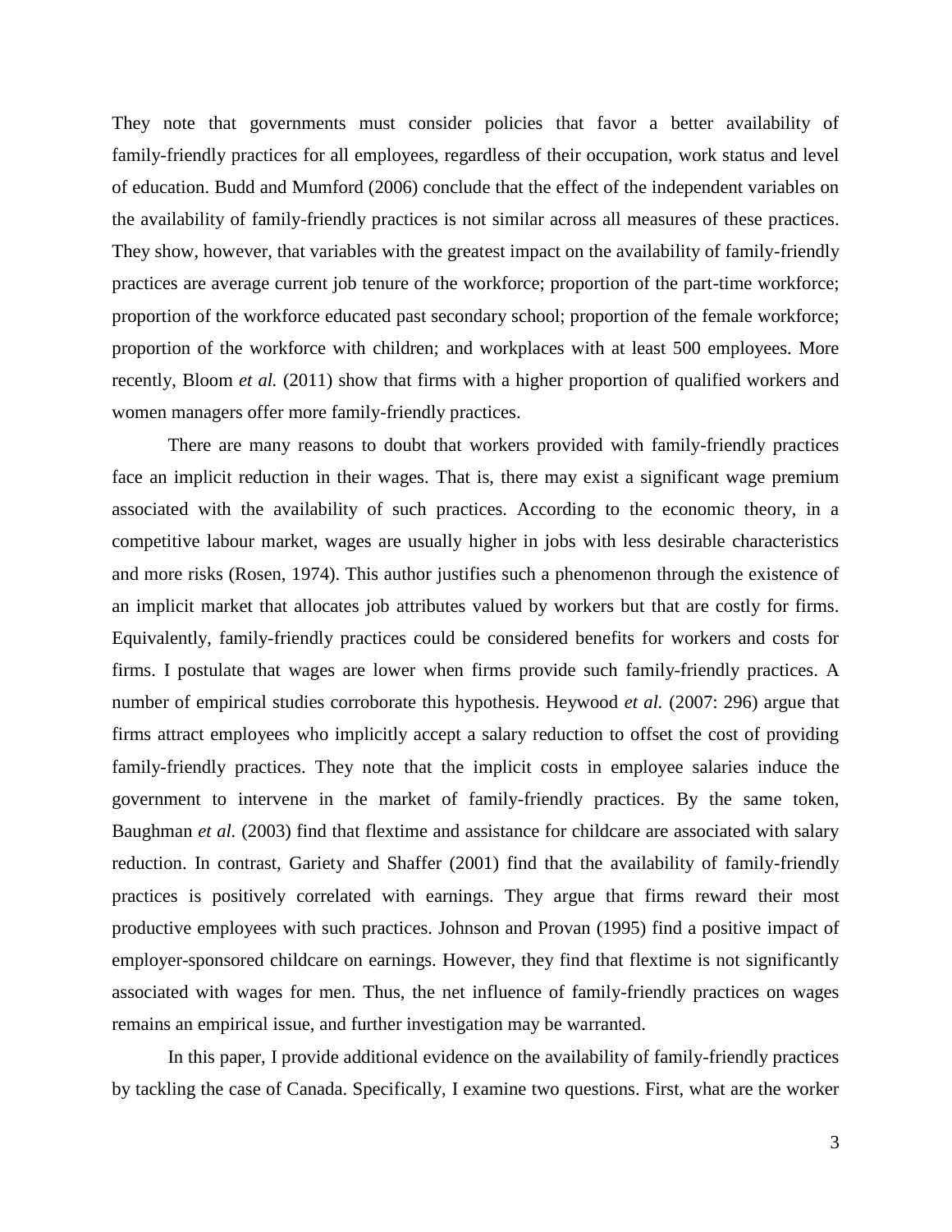They note that governments must consider policies that favor a better availability of family-friendly practices for all employees, regardless of their occupation, work status and level of education. Budd and Mumford (2006) conclude that the effect of the independent variables on the availability of family-friendly practices is not similar across all measures of these practices. They show, however, that variables with the greatest impact on the availability of family-friendly practices are average current job tenure of the workforce; proportion of the part-time workforce; proportion of the workforce educated past secondary school; proportion of the female workforce; proportion of the workforce with children; and workplaces with at least 500 employees. More recently, Bloom *et al.* (2011) show that firms with a higher proportion of qualified workers and women managers offer more family-friendly practices.

There are many reasons to doubt that workers provided with family-friendly practices face an implicit reduction in their wages. That is, there may exist a significant wage premium associated with the availability of such practices. According to the economic theory, in a competitive labour market, wages are usually higher in jobs with less desirable characteristics and more risks (Rosen, 1974). This author justifies such a phenomenon through the existence of an implicit market that allocates job attributes valued by workers but that are costly for firms. Equivalently, family-friendly practices could be considered benefits for workers and costs for firms. I postulate that wages are lower when firms provide such family-friendly practices. A number of empirical studies corroborate this hypothesis. Heywood *et al.* (2007: 296) argue that firms attract employees who implicitly accept a salary reduction to offset the cost of providing family-friendly practices. They note that the implicit costs in employee salaries induce the government to intervene in the market of family-friendly practices. By the same token, Baughman *et al.* (2003) find that flextime and assistance for childcare are associated with salary reduction. In contrast, Gariety and Shaffer (2001) find that the availability of family-friendly practices is positively correlated with earnings. They argue that firms reward their most productive employees with such practices. Johnson and Provan (1995) find a positive impact of employer-sponsored childcare on earnings. However, they find that flextime is not significantly associated with wages for men. Thus, the net influence of family-friendly practices on wages remains an empirical issue, and further investigation may be warranted.

In this paper, I provide additional evidence on the availability of family-friendly practices by tackling the case of Canada. Specifically, I examine two questions. First, what are the worker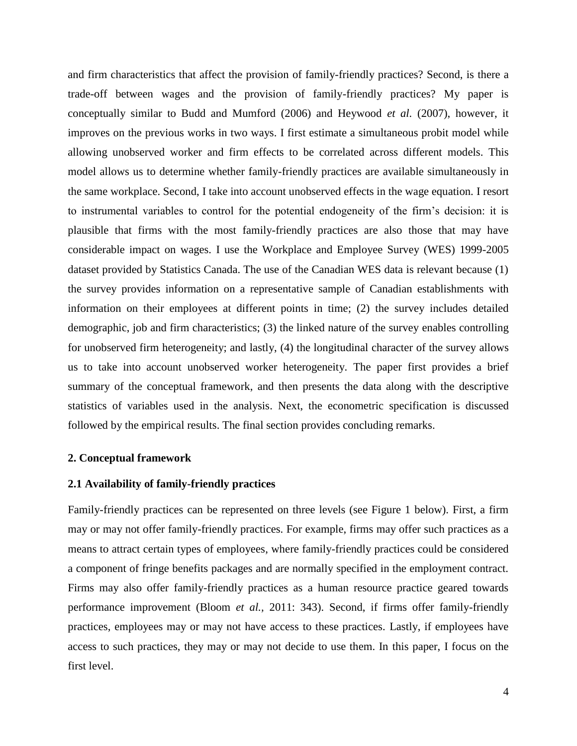and firm characteristics that affect the provision of family-friendly practices? Second, is there a trade-off between wages and the provision of family-friendly practices? My paper is conceptually similar to Budd and Mumford (2006) and Heywood *et al*. (2007), however, it improves on the previous works in two ways. I first estimate a simultaneous probit model while allowing unobserved worker and firm effects to be correlated across different models. This model allows us to determine whether family-friendly practices are available simultaneously in the same workplace. Second, I take into account unobserved effects in the wage equation. I resort to instrumental variables to control for the potential endogeneity of the firm's decision: it is plausible that firms with the most family-friendly practices are also those that may have considerable impact on wages. I use the Workplace and Employee Survey (WES) 1999-2005 dataset provided by Statistics Canada. The use of the Canadian WES data is relevant because (1) the survey provides information on a representative sample of Canadian establishments with information on their employees at different points in time; (2) the survey includes detailed demographic, job and firm characteristics; (3) the linked nature of the survey enables controlling for unobserved firm heterogeneity; and lastly, (4) the longitudinal character of the survey allows us to take into account unobserved worker heterogeneity. The paper first provides a brief summary of the conceptual framework, and then presents the data along with the descriptive statistics of variables used in the analysis. Next, the econometric specification is discussed followed by the empirical results. The final section provides concluding remarks.

## 2. Conceptual framework

### 2.1 Availability of family-friendly practices

Family-friendly practices can be represented on three levels (see Figure 1 below). First, a firm may or may not offer family-friendly practices. For example, firms may offer such practices as a means to attract certain types of employees, where family-friendly practices could be considered a component of fringe benefits packages and are normally specified in the employment contract. Firms may also offer family-friendly practices as a human resource practice geared towards performance improvement (Bloom *et al.*, 2011: 343). Second, if firms offer family-friendly practices, employees may or may not have access to these practices. Lastly, if employees have access to such practices, they may or may not decide to use them. In this paper, I focus on the first level.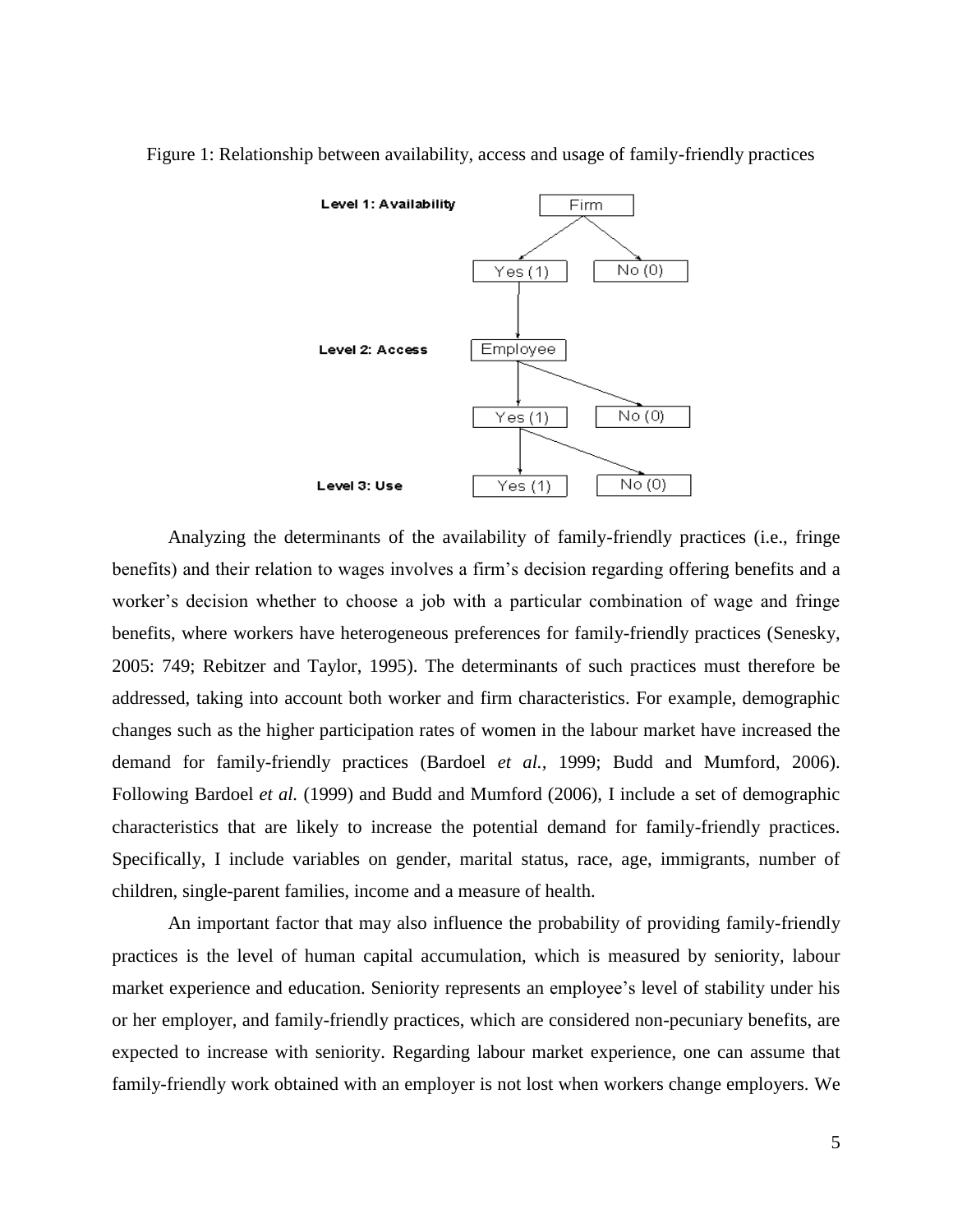Figure 1: Relationship between availability, access and usage of family-friendly practices

Analyzing the determinants of the availability of family-friendly practices (i.e., fringe benefits) and their relation to wages involves a firm's decision regarding offering benefits and a worker's decision whether to choose a job with a particular combination of wage and fringe benefits, where workers have heterogeneous preferences for family-friendly practices (Senesky, 2005: 749; Rebitzer and Taylor, 1995). The determinants of such practices must therefore be addressed, taking into account both worker and firm characteristics. For example, demographic changes such as the higher participation rates of women in the labour market have increased the demand for family-friendly practices (Bardoel *et al.,* 1999; Budd and Mumford, 2006). Following Bardoel *et al.* (1999) and Budd and Mumford (2006), I include a set of demographic characteristics that are likely to increase the potential demand for family-friendly practices. Specifically, I include variables on gender, marital status, race, age, immigrants, number of children, single-parent families, income and a measure of health.

An important factor that may also influence the probability of providing family-friendly practices is the level of human capital accumulation, which is measured by seniority, labour market experience and education. Seniority represents an employee's level of stability under his or her employer, and family-friendly practices, which are considered non-pecuniary benefits, are expected to increase with seniority. Regarding labour market experience, one can assume that family-friendly work obtained with an employer is not lost when workers change employers. We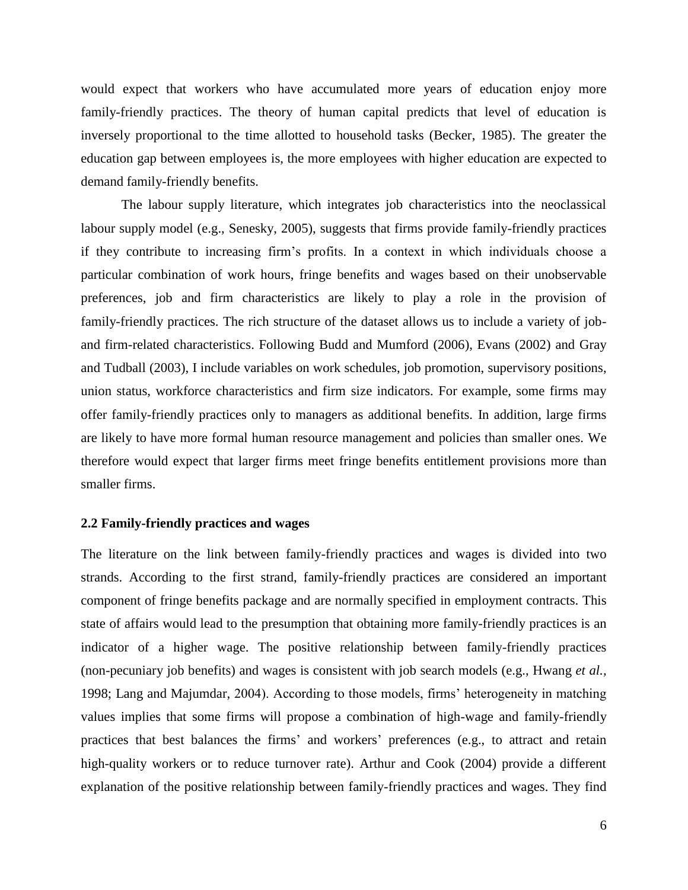would expect that workers who have accumulated more years of education enjoy more family-friendly practices. The theory of human capital predicts that level of education is inversely proportional to the time allotted to household tasks (Becker, 1985). The greater the education gap between employees is, the more employees with higher education are expected to demand family-friendly benefits.

The labour supply literature, which integrates job characteristics into the neoclassical labour supply model (e.g., Senesky, 2005), suggests that firms provide family-friendly practices if they contribute to increasing firm's profits. In a context in which individuals choose a particular combination of work hours, fringe benefits and wages based on their unobservable preferences, job and firm characteristics are likely to play a role in the provision of family-friendly practices. The rich structure of the dataset allows us to include a variety of job- and firm-related characteristics. Following Budd and Mumford (2006), Evans (2002) and Gray and Tudball (2003), I include variables on work schedules, job promotion, supervisory positions, union status, workforce characteristics and firm size indicators. For example, some firms may offer family-friendly practices only to managers as additional benefits. In addition, large firms are likely to have more formal human resource management and policies than smaller ones. We therefore would expect that larger firms meet fringe benefits entitlement provisions more than smaller firms.

## 2.2 Family-friendly practices and wages

The literature on the link between family-friendly practices and wages is divided into two strands. According to the first strand, family-friendly practices are considered an important component of fringe benefits package and are normally specified in employment contracts. This state of affairs would lead to the presumption that obtaining more family-friendly practices is an indicator of a higher wage. The positive relationship between family-friendly practices (non-pecuniary job benefits) and wages is consistent with job search models (e.g., Hwang *et al.*, 1998; Lang and Majumdar, 2004). According to those models, firms' heterogeneity in matching values implies that some firms will propose a combination of high-wage and family-friendly practices that best balances the firms' and workers' preferences (e.g., to attract and retain high-quality workers or to reduce turnover rate). Arthur and Cook (2004) provide a different explanation of the positive relationship between family-friendly practices and wages. They find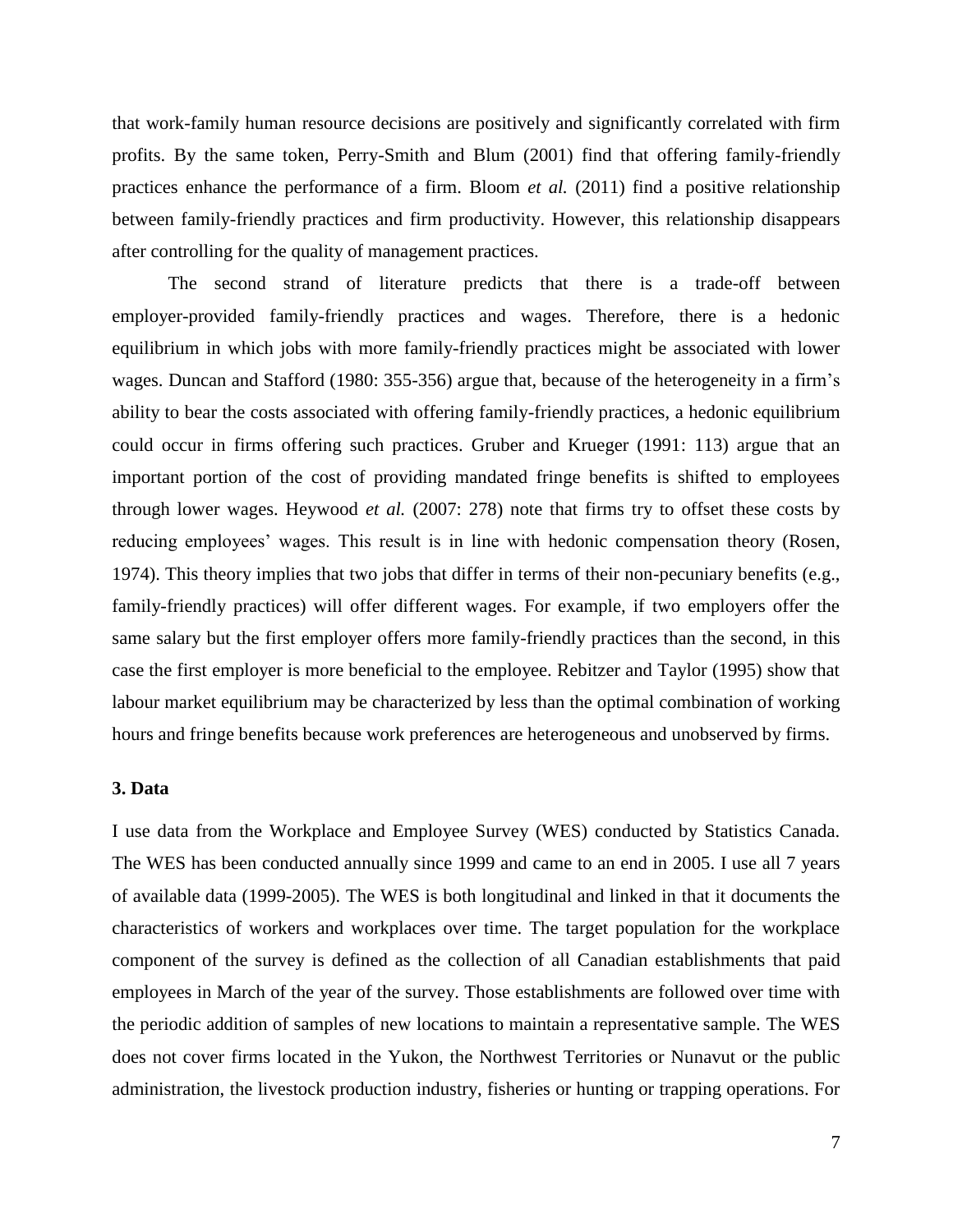that work-family human resource decisions are positively and significantly correlated with firm profits. By the same token, Perry-Smith and Blum (2001) find that offering family-friendly practices enhance the performance of a firm. Bloom *et al.* (2011) find a positive relationship between family-friendly practices and firm productivity. However, this relationship disappears after controlling for the quality of management practices.

The second strand of literature predicts that there is a trade-off between employer-provided family-friendly practices and wages. Therefore, there is a hedonic equilibrium in which jobs with more family-friendly practices might be associated with lower wages. Duncan and Stafford (1980: 355-356) argue that, because of the heterogeneity in a firm's ability to bear the costs associated with offering family-friendly practices, a hedonic equilibrium could occur in firms offering such practices. Gruber and Krueger (1991: 113) argue that an important portion of the cost of providing mandated fringe benefits is shifted to employees through lower wages. Heywood *et al.* (2007: 278) note that firms try to offset these costs by reducing employees' wages. This result is in line with hedonic compensation theory (Rosen, 1974). This theory implies that two jobs that differ in terms of their non-pecuniary benefits (e.g., family-friendly practices) will offer different wages. For example, if two employers offer the same salary but the first employer offers more family-friendly practices than the second, in this case the first employer is more beneficial to the employee. Rebitzer and Taylor (1995) show that labour market equilibrium may be characterized by less than the optimal combination of working hours and fringe benefits because work preferences are heterogeneous and unobserved by firms.

## 3. Data

I use data from the Workplace and Employee Survey (WES) conducted by Statistics Canada. The WES has been conducted annually since 1999 and came to an end in 2005. I use all 7 years of available data (1999-2005). The WES is both longitudinal and linked in that it documents the characteristics of workers and workplaces over time. The target population for the workplace component of the survey is defined as the collection of all Canadian establishments that paid employees in March of the year of the survey. Those establishments are followed over time with the periodic addition of samples of new locations to maintain a representative sample. The WES does not cover firms located in the Yukon, the Northwest Territories or Nunavut or the public administration, the livestock production industry, fisheries or hunting or trapping operations. For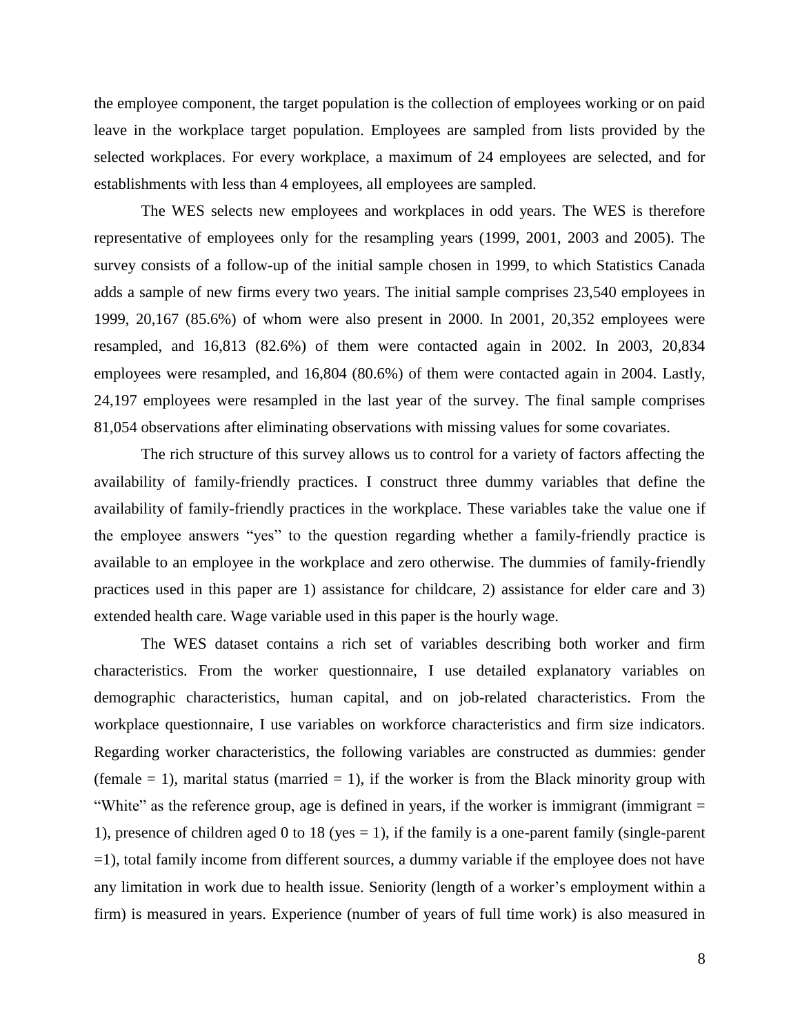the employee component, the target population is the collection of employees working or on paid leave in the workplace target population. Employees are sampled from lists provided by the selected workplaces. For every workplace, a maximum of 24 employees are selected, and for establishments with less than 4 employees, all employees are sampled.

The WES selects new employees and workplaces in odd years. The WES is therefore representative of employees only for the resampling years (1999, 2001, 2003 and 2005). The survey consists of a follow-up of the initial sample chosen in 1999, to which Statistics Canada adds a sample of new firms every two years. The initial sample comprises 23,540 employees in 1999, 20,167 (85.6%) of whom were also present in 2000. In 2001, 20,352 employees were resampled, and 16,813 (82.6%) of them were contacted again in 2002. In 2003, 20,834 employees were resampled, and 16,804 (80.6%) of them were contacted again in 2004. Lastly, 24,197 employees were resampled in the last year of the survey. The final sample comprises 81,054 observations after eliminating observations with missing values for some covariates.

The rich structure of this survey allows us to control for a variety of factors affecting the availability of family-friendly practices. I construct three dummy variables that define the availability of family-friendly practices in the workplace. These variables take the value one if the employee answers "yes" to the question regarding whether a family-friendly practice is available to an employee in the workplace and zero otherwise. The dummies of family-friendly practices used in this paper are 1) assistance for childcare, 2) assistance for elder care and 3) extended health care. Wage variable used in this paper is the hourly wage.

The WES dataset contains a rich set of variables describing both worker and firm characteristics. From the worker questionnaire, I use detailed explanatory variables on demographic characteristics, human capital, and on job-related characteristics. From the workplace questionnaire, I use variables on workforce characteristics and firm size indicators. Regarding worker characteristics, the following variables are constructed as dummies: gender (female = 1), marital status (married = 1), if the worker is from the Black minority group with "White" as the reference group, age is defined in years, if the worker is immigrant (immigrant = 1), presence of children aged 0 to 18 (yes = 1), if the family is a one-parent family (single-parent =1), total family income from different sources, a dummy variable if the employee does not have any limitation in work due to health issue. Seniority (length of a worker's employment within a firm) is measured in years. Experience (number of years of full time work) is also measured in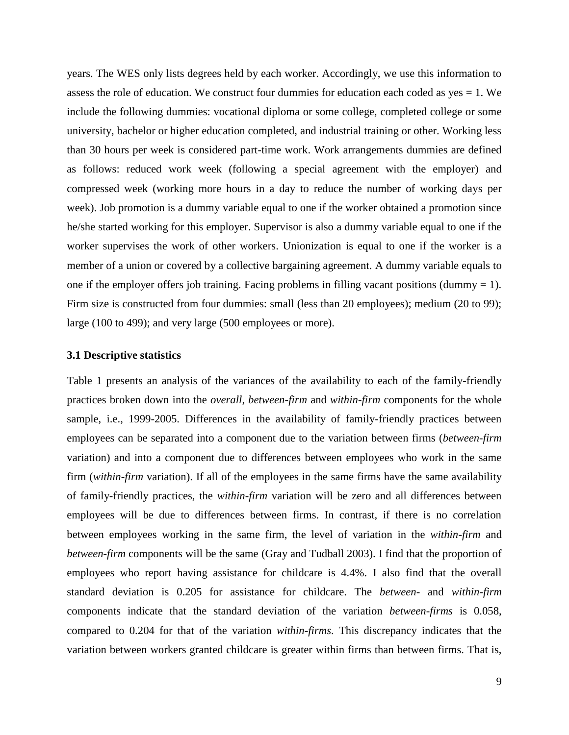years. The WES only lists degrees held by each worker. Accordingly, we use this information to assess the role of education. We construct four dummies for education each coded as yes = 1. We include the following dummies: vocational diploma or some college, completed college or some university, bachelor or higher education completed, and industrial training or other. Working less than 30 hours per week is considered part-time work. Work arrangements dummies are defined as follows: reduced work week (following a special agreement with the employer) and compressed week (working more hours in a day to reduce the number of working days per week). Job promotion is a dummy variable equal to one if the worker obtained a promotion since he/she started working for this employer. Supervisor is also a dummy variable equal to one if the worker supervises the work of other workers. Unionization is equal to one if the worker is a member of a union or covered by a collective bargaining agreement. A dummy variable equals to one if the employer offers job training. Facing problems in filling vacant positions (dummy = 1). Firm size is constructed from four dummies: small (less than 20 employees); medium (20 to 99); large (100 to 499); and very large (500 employees or more).

### 3.1 Descriptive statistics

Table 1 presents an analysis of the variances of the availability to each of the family-friendly practices broken down into the *overall*, *between-firm* and *within-firm* components for the whole sample, i.e., 1999-2005. Differences in the availability of family-friendly practices between employees can be separated into a component due to the variation between firms (*between-firm* variation) and into a component due to differences between employees who work in the same firm (*within-firm* variation). If all of the employees in the same firms have the same availability of family-friendly practices, the *within-firm* variation will be zero and all differences between employees will be due to differences between firms. In contrast, if there is no correlation between employees working in the same firm, the level of variation in the *within-firm* and *between-firm* components will be the same (Gray and Tudball 2003). I find that the proportion of employees who report having assistance for childcare is 4.4%. I also find that the overall standard deviation is 0.205 for assistance for childcare. The *between-* and *within-firm* components indicate that the standard deviation of the variation *between-firms* is 0.058, compared to 0.204 for that of the variation *within-firms*. This discrepancy indicates that the variation between workers granted childcare is greater within firms than between firms. That is,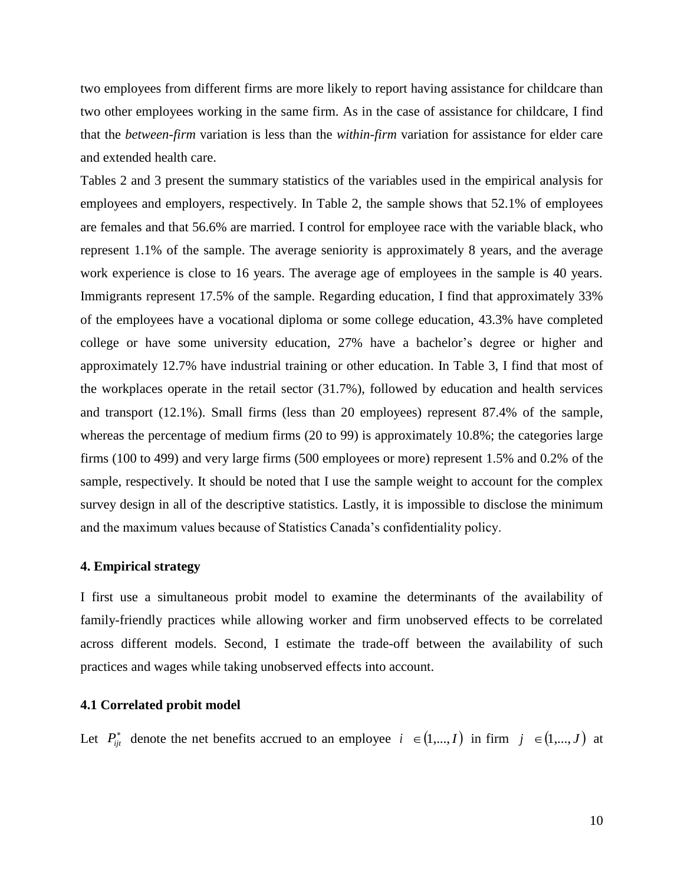two employees from different firms are more likely to report having assistance for childcare than two other employees working in the same firm. As in the case of assistance for childcare, I find that the *between-firm* variation is less than the *within-firm* variation for assistance for elder care and extended health care.

Tables 2 and 3 present the summary statistics of the variables used in the empirical analysis for employees and employers, respectively. In Table 2, the sample shows that 52.1% of employees are females and that 56.6% are married. I control for employee race with the variable black, who represent 1.1% of the sample. The average seniority is approximately 8 years, and the average work experience is close to 16 years. The average age of employees in the sample is 40 years. Immigrants represent 17.5% of the sample. Regarding education, I find that approximately 33% of the employees have a vocational diploma or some college education, 43.3% have completed college or have some university education, 27% have a bachelor's degree or higher and approximately 12.7% have industrial training or other education. In Table 3, I find that most of the workplaces operate in the retail sector (31.7%), followed by education and health services and transport (12.1%). Small firms (less than 20 employees) represent 87.4% of the sample, whereas the percentage of medium firms (20 to 99) is approximately 10.8%; the categories large firms (100 to 499) and very large firms (500 employees or more) represent 1.5% and 0.2% of the sample, respectively. It should be noted that I use the sample weight to account for the complex survey design in all of the descriptive statistics. Lastly, it is impossible to disclose the minimum and the maximum values because of Statistics Canada's confidentiality policy.

## 4. Empirical strategy

I first use a simultaneous probit model to examine the determinants of the availability of family-friendly practices while allowing worker and firm unobserved effects to be correlated across different models. Second, I estimate the trade-off between the availability of such practices and wages while taking unobserved effects into account.

### 4.1 Correlated probit model

Let $P_{ijt}^{*}$ denote the net benefits accrued to an employee $i \in (1,...,I)$ in firm $j \in (1,...,J)$ at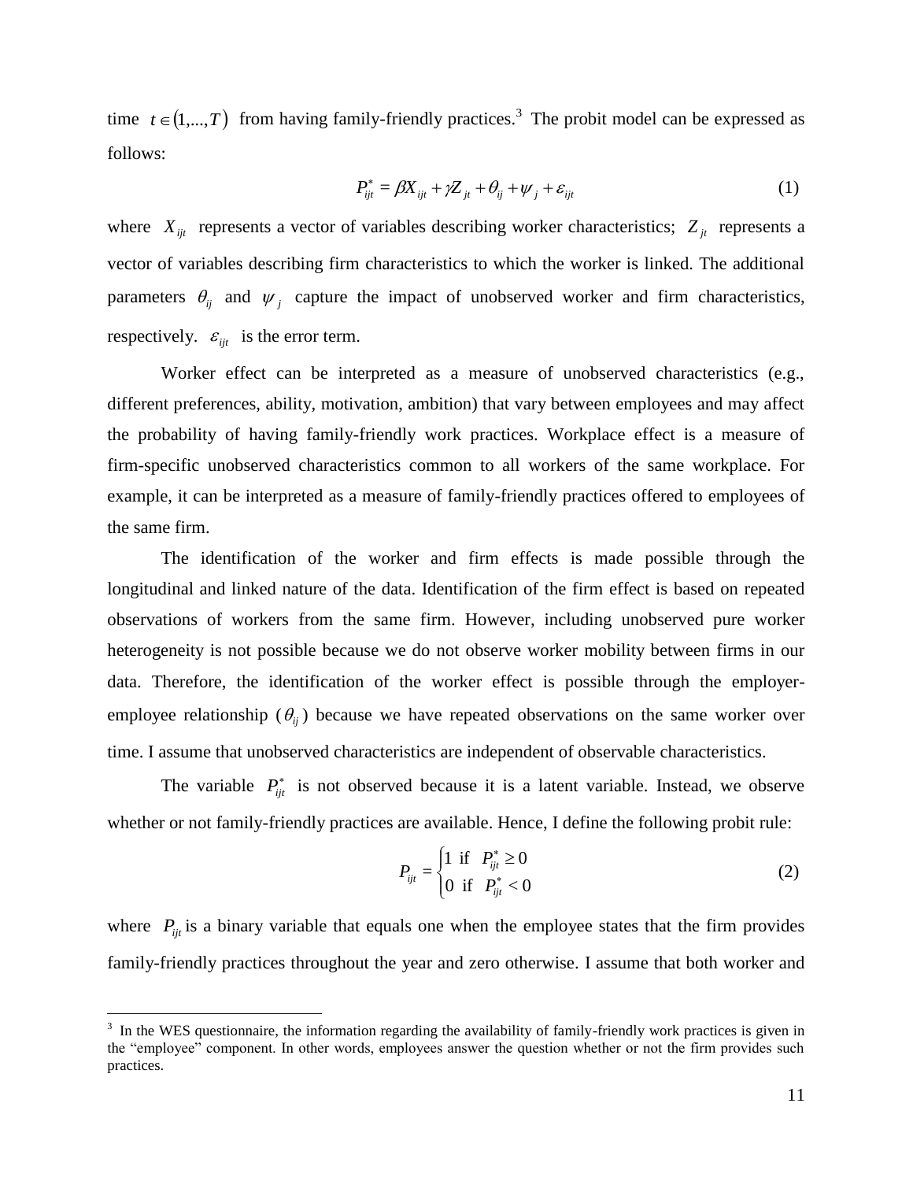time $t \in (1,...,T)$ from having family-friendly practices.[3] The probit model can be expressed as follows:

$$P_{ijt}^{*} = \beta X_{ijt} + \gamma Z_{jt} + \theta_{ij} + \psi_{j} + \varepsilon_{ijt} \tag{1}$$

where $X_{ijt}$ represents a vector of variables describing worker characteristics; $Z_{jt}$ represents a vector of variables describing firm characteristics to which the worker is linked. The additional parameters $\theta_{ij}$ and $\psi_{j}$ capture the impact of unobserved worker and firm characteristics, respectively. $\varepsilon_{ijt}$ is the error term.

Worker effect can be interpreted as a measure of unobserved characteristics (e.g., different preferences, ability, motivation, ambition) that vary between employees and may affect the probability of having family-friendly work practices. Workplace effect is a measure of firm-specific unobserved characteristics common to all workers of the same workplace. For example, it can be interpreted as a measure of family-friendly practices offered to employees of the same firm.

The identification of the worker and firm effects is made possible through the longitudinal and linked nature of the data. Identification of the firm effect is based on repeated observations of workers from the same firm. However, including unobserved pure worker heterogeneity is not possible because we do not observe worker mobility between firms in our data. Therefore, the identification of the worker effect is possible through the employer-employee relationship ($\theta_{ij}$) because we have repeated observations on the same worker over time. I assume that unobserved characteristics are independent of observable characteristics.

The variable $P_{ijt}^{*}$ is not observed because it is a latent variable. Instead, we observe whether or not family-friendly practices are available. Hence, I define the following probit rule:

$$P_{ijt} = \begin{cases} 1 \text{ if } & P_{ijt}^{*} \geq 0 \\ 0 \text{ if } & P_{ijt}^{*} < 0 \end{cases} \tag{2}$$

where $P_{ijt}$ is a binary variable that equals one when the employee states that the firm provides family-friendly practices throughout the year and zero otherwise. I assume that both worker and

[3] In the WES questionnaire, the information regarding the availability of family-friendly work practices is given in the "employee" component. In other words, employees answer the question whether or not the firm provides such practices.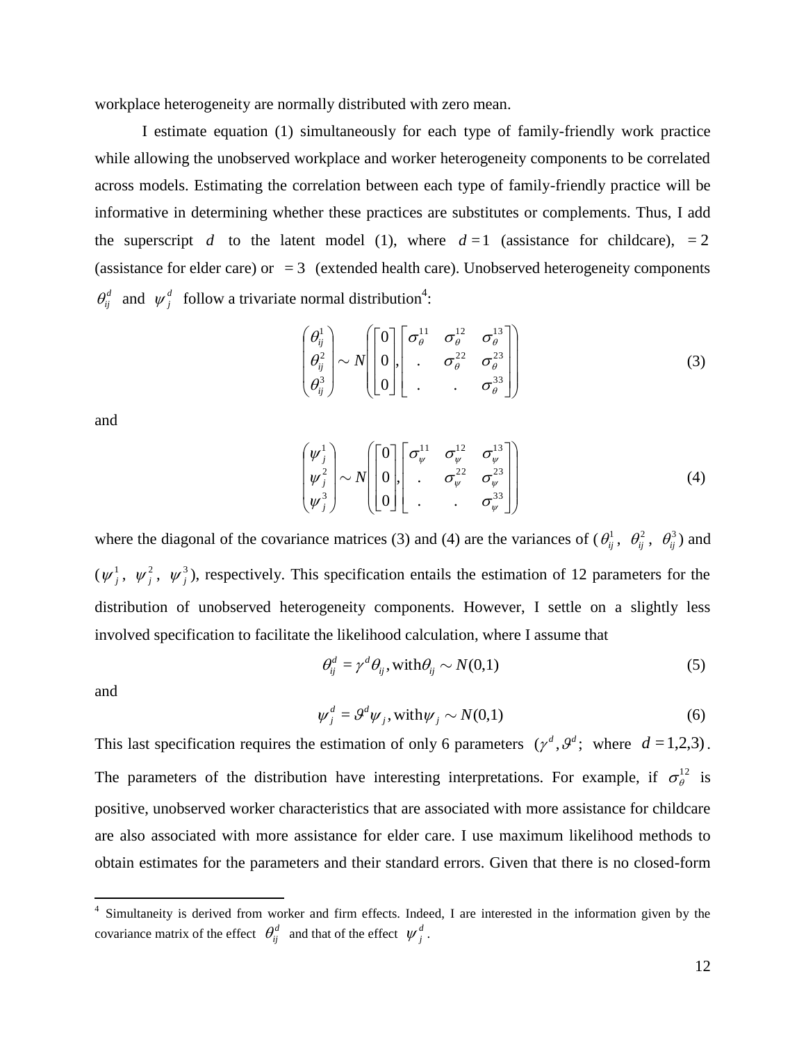workplace heterogeneity are normally distributed with zero mean.

I estimate equation (1) simultaneously for each type of family-friendly work practice while allowing the unobserved workplace and worker heterogeneity components to be correlated across models. Estimating the correlation between each type of family-friendly practice will be informative in determining whether these practices are substitutes or complements. Thus, I add the superscript $d$ to the latent model (1), where $d=1$ (assistance for childcare), $=2$ (assistance for elder care) or $=3$ (extended health care). Unobserved heterogeneity components $\theta_{ij}^{d}$ and $\psi_{j}^{d}$ follow a trivariate normal distribution[4]:

$$\begin{pmatrix} \theta_{ij}^{1} \\ \theta_{ij}^{2} \\ \theta_{ij}^{3} \end{pmatrix} \sim N\left( \begin{bmatrix} 0 \\ 0 \\ 0 \end{bmatrix}, \begin{bmatrix} \sigma_{\theta}^{11} & \sigma_{\theta}^{12} & \sigma_{\theta}^{13} \\ . & \sigma_{\theta}^{22} & \sigma_{\theta}^{23} \\ . & . & \sigma_{\theta}^{33} \end{bmatrix} \right) \tag{3}$$

and

$$\begin{pmatrix} \psi_{j}^{1} \\ \psi_{j}^{2} \\ \psi_{j}^{3} \end{pmatrix} \sim N\left( \begin{bmatrix} 0 \\ 0 \\ 0 \end{bmatrix}, \begin{bmatrix} \sigma_{\psi}^{11} & \sigma_{\psi}^{12} & \sigma_{\psi}^{13} \\ . & \sigma_{\psi}^{22} & \sigma_{\psi}^{23} \\ . & . & \sigma_{\psi}^{33} \end{bmatrix} \right) \tag{4}$$

where the diagonal of the covariance matrices (3) and (4) are the variances of ($\theta_{ij}^{1}$, $\theta_{ij}^{2}$, $\theta_{ij}^{3}$) and ($\psi_{j}^{1}$, $\psi_{j}^{2}$, $\psi_{j}^{3}$), respectively. This specification entails the estimation of 12 parameters for the distribution of unobserved heterogeneity components. However, I settle on a slightly less involved specification to facilitate the likelihood calculation, where I assume that

$$\theta_{ij}^{d} = \gamma^{d}\theta_{ij}, \text{with} \theta_{ij} \sim N(0,1) \tag{5}$$

and

$$\psi_{j}^{d} = \vartheta^{d}\psi_{j}, \text{with} \psi_{j} \sim N(0,1) \tag{6}$$

This last specification requires the estimation of only 6 parameters $(\gamma^{d}, \vartheta^{d};\ \text{where}\ d=1,2,3)$. The parameters of the distribution have interesting interpretations. For example, if $\sigma_{\theta}^{12}$ is positive, unobserved worker characteristics that are associated with more assistance for childcare are also associated with more assistance for elder care. I use maximum likelihood methods to obtain estimates for the parameters and their standard errors. Given that there is no closed-form

---

[4] Simultaneity is derived from worker and firm effects. Indeed, I are interested in the information given by the covariance matrix of the effect $\theta_{ij}^{d}$ and that of the effect $\psi_{j}^{d}$.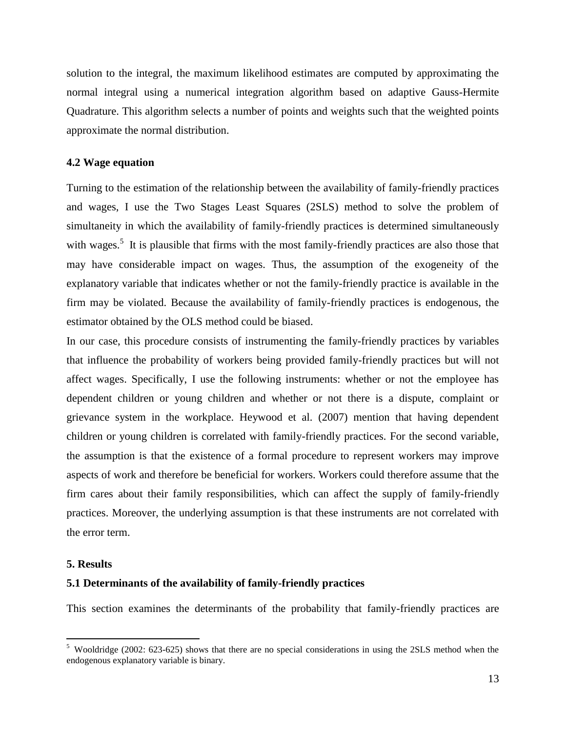solution to the integral, the maximum likelihood estimates are computed by approximating the normal integral using a numerical integration algorithm based on adaptive Gauss-Hermite Quadrature. This algorithm selects a number of points and weights such that the weighted points approximate the normal distribution.

### 4.2 Wage equation

Turning to the estimation of the relationship between the availability of family-friendly practices and wages, I use the Two Stages Least Squares (2SLS) method to solve the problem of simultaneity in which the availability of family-friendly practices is determined simultaneously with wages.[5] It is plausible that firms with the most family-friendly practices are also those that may have considerable impact on wages. Thus, the assumption of the exogeneity of the explanatory variable that indicates whether or not the family-friendly practice is available in the firm may be violated. Because the availability of family-friendly practices is endogenous, the estimator obtained by the OLS method could be biased.

In our case, this procedure consists of instrumenting the family-friendly practices by variables that influence the probability of workers being provided family-friendly practices but will not affect wages. Specifically, I use the following instruments: whether or not the employee has dependent children or young children and whether or not there is a dispute, complaint or grievance system in the workplace. Heywood et al. (2007) mention that having dependent children or young children is correlated with family-friendly practices. For the second variable, the assumption is that the existence of a formal procedure to represent workers may improve aspects of work and therefore be beneficial for workers. Workers could therefore assume that the firm cares about their family responsibilities, which can affect the supply of family-friendly practices. Moreover, the underlying assumption is that these instruments are not correlated with the error term.

## 5. Results

### 5.1 Determinants of the availability of family-friendly practices

This section examines the determinants of the probability that family-friendly practices are

---

[5] Wooldridge (2002: 623-625) shows that there are no special considerations in using the 2SLS method when the endogenous explanatory variable is binary.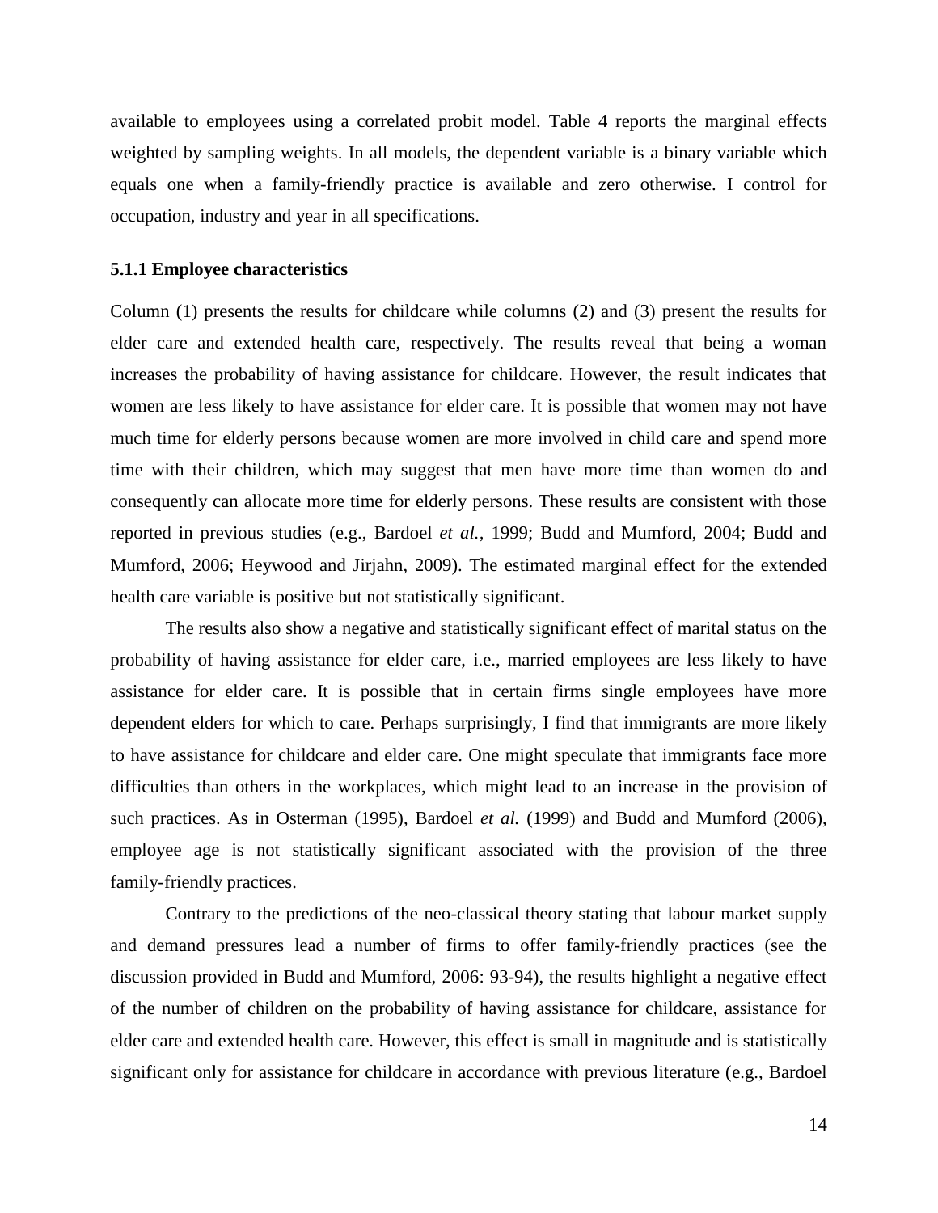available to employees using a correlated probit model. Table 4 reports the marginal effects weighted by sampling weights. In all models, the dependent variable is a binary variable which equals one when a family-friendly practice is available and zero otherwise. I control for occupation, industry and year in all specifications.

### 5.1.1 Employee characteristics

Column (1) presents the results for childcare while columns (2) and (3) present the results for elder care and extended health care, respectively. The results reveal that being a woman increases the probability of having assistance for childcare. However, the result indicates that women are less likely to have assistance for elder care. It is possible that women may not have much time for elderly persons because women are more involved in child care and spend more time with their children, which may suggest that men have more time than women do and consequently can allocate more time for elderly persons. These results are consistent with those reported in previous studies (e.g., Bardoel *et al.*, 1999; Budd and Mumford, 2004; Budd and Mumford, 2006; Heywood and Jirjahn, 2009). The estimated marginal effect for the extended health care variable is positive but not statistically significant.

The results also show a negative and statistically significant effect of marital status on the probability of having assistance for elder care, i.e., married employees are less likely to have assistance for elder care. It is possible that in certain firms single employees have more dependent elders for which to care. Perhaps surprisingly, I find that immigrants are more likely to have assistance for childcare and elder care. One might speculate that immigrants face more difficulties than others in the workplaces, which might lead to an increase in the provision of such practices. As in Osterman (1995), Bardoel *et al.* (1999) and Budd and Mumford (2006), employee age is not statistically significant associated with the provision of the three family-friendly practices.

Contrary to the predictions of the neo-classical theory stating that labour market supply and demand pressures lead a number of firms to offer family-friendly practices (see the discussion provided in Budd and Mumford, 2006: 93-94), the results highlight a negative effect of the number of children on the probability of having assistance for childcare, assistance for elder care and extended health care. However, this effect is small in magnitude and is statistically significant only for assistance for childcare in accordance with previous literature (e.g., Bardoel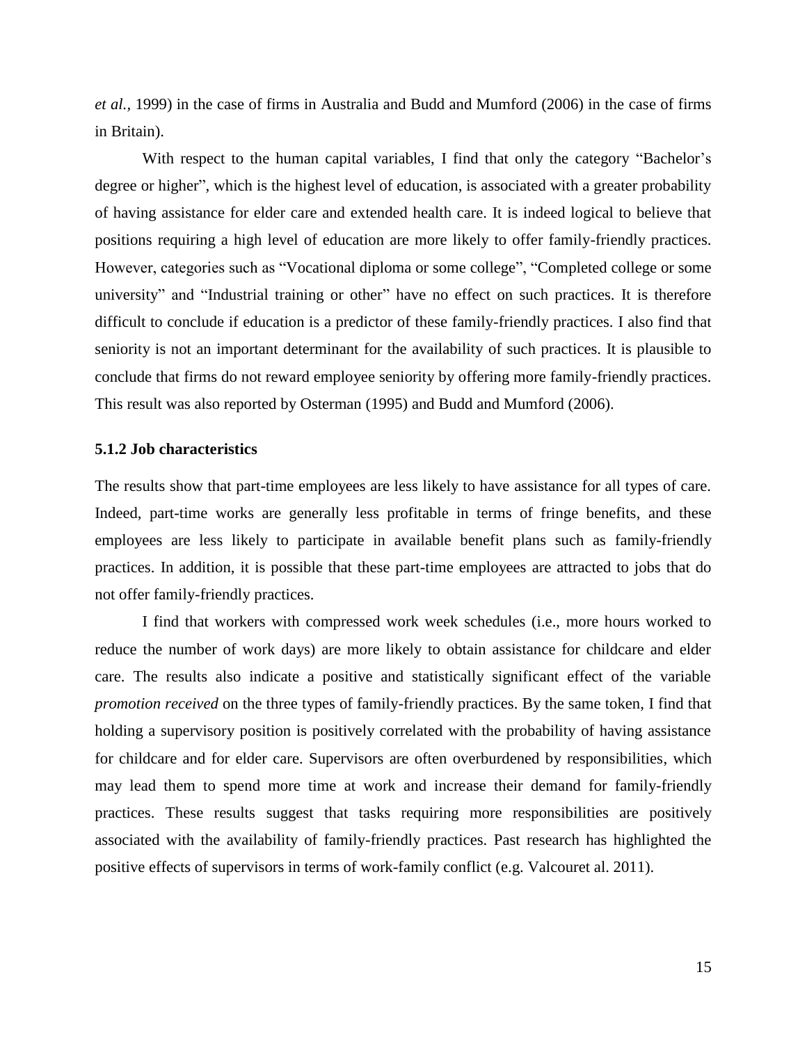*et al.*, 1999) in the case of firms in Australia and Budd and Mumford (2006) in the case of firms in Britain).

With respect to the human capital variables, I find that only the category "Bachelor's degree or higher", which is the highest level of education, is associated with a greater probability of having assistance for elder care and extended health care. It is indeed logical to believe that positions requiring a high level of education are more likely to offer family-friendly practices. However, categories such as "Vocational diploma or some college", "Completed college or some university" and "Industrial training or other" have no effect on such practices. It is therefore difficult to conclude if education is a predictor of these family-friendly practices. I also find that seniority is not an important determinant for the availability of such practices. It is plausible to conclude that firms do not reward employee seniority by offering more family-friendly practices. This result was also reported by Osterman (1995) and Budd and Mumford (2006).

### 5.1.2 Job characteristics

The results show that part-time employees are less likely to have assistance for all types of care. Indeed, part-time works are generally less profitable in terms of fringe benefits, and these employees are less likely to participate in available benefit plans such as family-friendly practices. In addition, it is possible that these part-time employees are attracted to jobs that do not offer family-friendly practices.

I find that workers with compressed work week schedules (i.e., more hours worked to reduce the number of work days) are more likely to obtain assistance for childcare and elder care. The results also indicate a positive and statistically significant effect of the variable *promotion received* on the three types of family-friendly practices. By the same token, I find that holding a supervisory position is positively correlated with the probability of having assistance for childcare and for elder care. Supervisors are often overburdened by responsibilities, which may lead them to spend more time at work and increase their demand for family-friendly practices. These results suggest that tasks requiring more responsibilities are positively associated with the availability of family-friendly practices. Past research has highlighted the positive effects of supervisors in terms of work-family conflict (e.g. Valcouret al. 2011).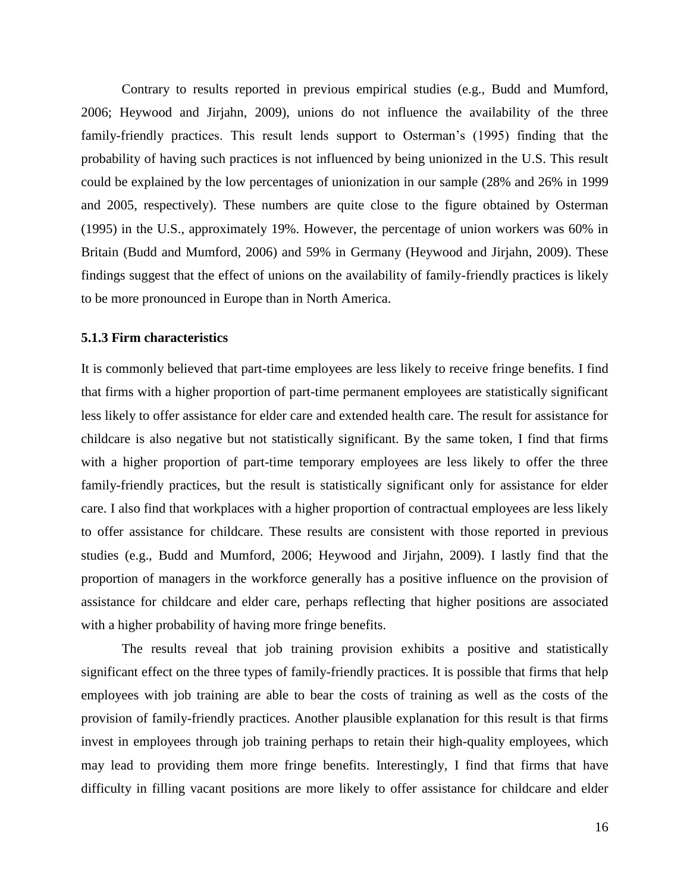Contrary to results reported in previous empirical studies (e.g., Budd and Mumford, 2006; Heywood and Jirjahn, 2009), unions do not influence the availability of the three family-friendly practices. This result lends support to Osterman's (1995) finding that the probability of having such practices is not influenced by being unionized in the U.S. This result could be explained by the low percentages of unionization in our sample (28% and 26% in 1999 and 2005, respectively). These numbers are quite close to the figure obtained by Osterman (1995) in the U.S., approximately 19%. However, the percentage of union workers was 60% in Britain (Budd and Mumford, 2006) and 59% in Germany (Heywood and Jirjahn, 2009). These findings suggest that the effect of unions on the availability of family-friendly practices is likely to be more pronounced in Europe than in North America.

### 5.1.3 Firm characteristics

It is commonly believed that part-time employees are less likely to receive fringe benefits. I find that firms with a higher proportion of part-time permanent employees are statistically significant less likely to offer assistance for elder care and extended health care. The result for assistance for childcare is also negative but not statistically significant. By the same token, I find that firms with a higher proportion of part-time temporary employees are less likely to offer the three family-friendly practices, but the result is statistically significant only for assistance for elder care. I also find that workplaces with a higher proportion of contractual employees are less likely to offer assistance for childcare. These results are consistent with those reported in previous studies (e.g., Budd and Mumford, 2006; Heywood and Jirjahn, 2009). I lastly find that the proportion of managers in the workforce generally has a positive influence on the provision of assistance for childcare and elder care, perhaps reflecting that higher positions are associated with a higher probability of having more fringe benefits.

The results reveal that job training provision exhibits a positive and statistically significant effect on the three types of family-friendly practices. It is possible that firms that help employees with job training are able to bear the costs of training as well as the costs of the provision of family-friendly practices. Another plausible explanation for this result is that firms invest in employees through job training perhaps to retain their high-quality employees, which may lead to providing them more fringe benefits. Interestingly, I find that firms that have difficulty in filling vacant positions are more likely to offer assistance for childcare and elder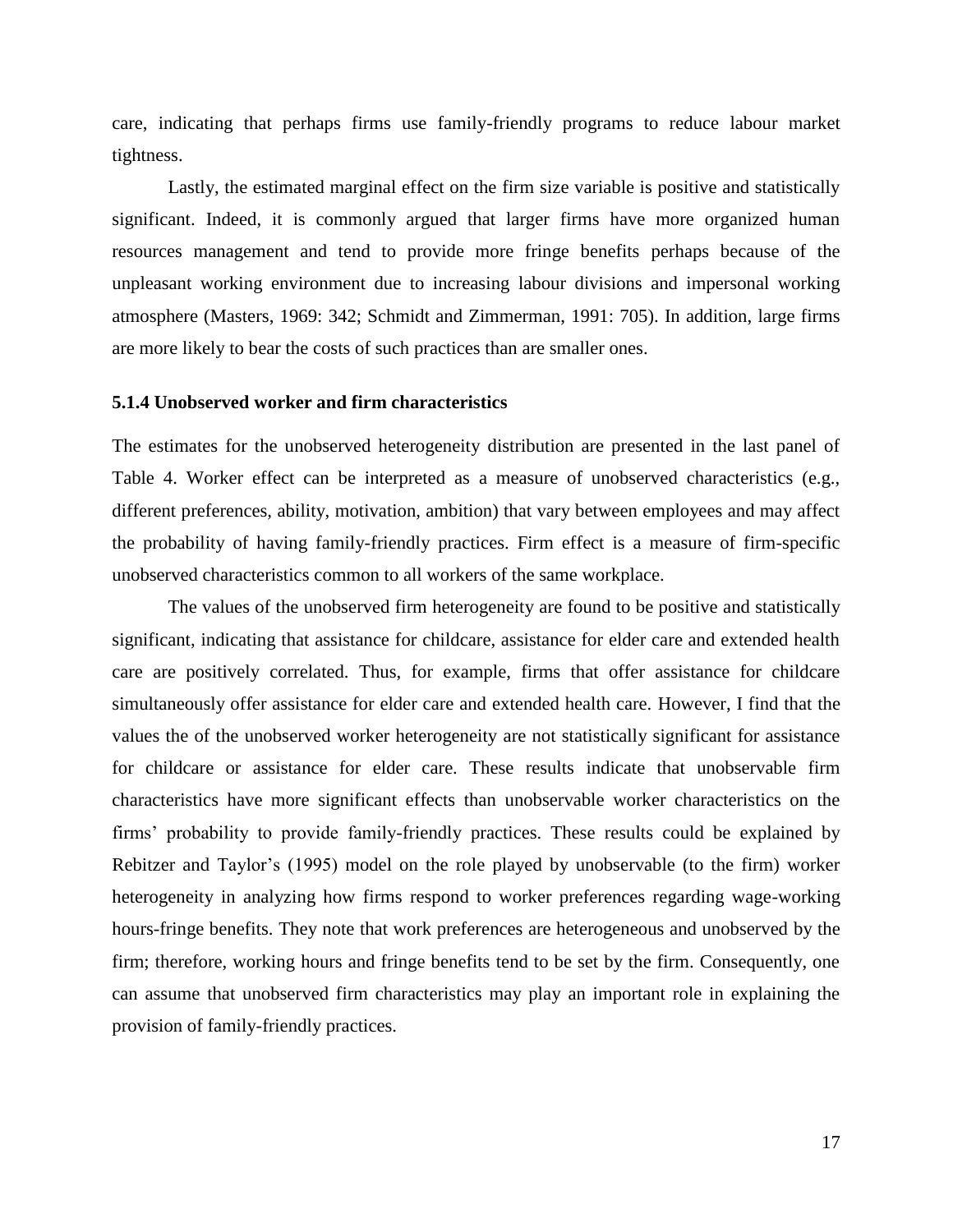care, indicating that perhaps firms use family-friendly programs to reduce labour market tightness.

Lastly, the estimated marginal effect on the firm size variable is positive and statistically significant. Indeed, it is commonly argued that larger firms have more organized human resources management and tend to provide more fringe benefits perhaps because of the unpleasant working environment due to increasing labour divisions and impersonal working atmosphere (Masters, 1969: 342; Schmidt and Zimmerman, 1991: 705). In addition, large firms are more likely to bear the costs of such practices than are smaller ones.

### 5.1.4 Unobserved worker and firm characteristics

The estimates for the unobserved heterogeneity distribution are presented in the last panel of Table 4. Worker effect can be interpreted as a measure of unobserved characteristics (e.g., different preferences, ability, motivation, ambition) that vary between employees and may affect the probability of having family-friendly practices. Firm effect is a measure of firm-specific unobserved characteristics common to all workers of the same workplace.

The values of the unobserved firm heterogeneity are found to be positive and statistically significant, indicating that assistance for childcare, assistance for elder care and extended health care are positively correlated. Thus, for example, firms that offer assistance for childcare simultaneously offer assistance for elder care and extended health care. However, I find that the values the of the unobserved worker heterogeneity are not statistically significant for assistance for childcare or assistance for elder care. These results indicate that unobservable firm characteristics have more significant effects than unobservable worker characteristics on the firms' probability to provide family-friendly practices. These results could be explained by Rebitzer and Taylor's (1995) model on the role played by unobservable (to the firm) worker heterogeneity in analyzing how firms respond to worker preferences regarding wage-working hours-fringe benefits. They note that work preferences are heterogeneous and unobserved by the firm; therefore, working hours and fringe benefits tend to be set by the firm. Consequently, one can assume that unobserved firm characteristics may play an important role in explaining the provision of family-friendly practices.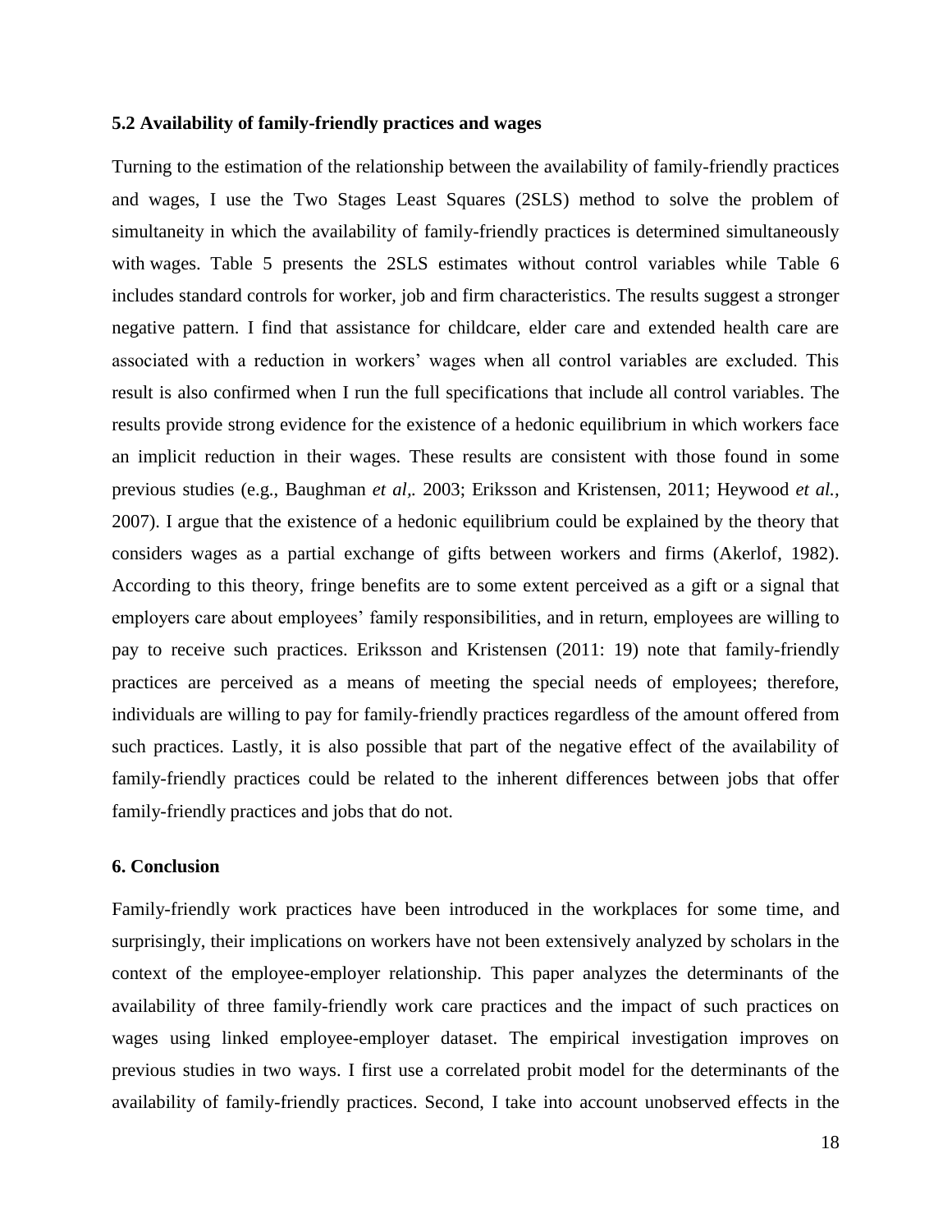### 5.2 Availability of family-friendly practices and wages

Turning to the estimation of the relationship between the availability of family-friendly practices and wages, I use the Two Stages Least Squares (2SLS) method to solve the problem of simultaneity in which the availability of family-friendly practices is determined simultaneously with wages. Table 5 presents the 2SLS estimates without control variables while Table 6 includes standard controls for worker, job and firm characteristics. The results suggest a stronger negative pattern. I find that assistance for childcare, elder care and extended health care are associated with a reduction in workers' wages when all control variables are excluded. This result is also confirmed when I run the full specifications that include all control variables. The results provide strong evidence for the existence of a hedonic equilibrium in which workers face an implicit reduction in their wages. These results are consistent with those found in some previous studies (e.g., Baughman *et al*,. 2003; Eriksson and Kristensen, 2011; Heywood *et al.*, 2007). I argue that the existence of a hedonic equilibrium could be explained by the theory that considers wages as a partial exchange of gifts between workers and firms (Akerlof, 1982). According to this theory, fringe benefits are to some extent perceived as a gift or a signal that employers care about employees' family responsibilities, and in return, employees are willing to pay to receive such practices. Eriksson and Kristensen (2011: 19) note that family-friendly practices are perceived as a means of meeting the special needs of employees; therefore, individuals are willing to pay for family-friendly practices regardless of the amount offered from such practices. Lastly, it is also possible that part of the negative effect of the availability of family-friendly practices could be related to the inherent differences between jobs that offer family-friendly practices and jobs that do not.

## 6. Conclusion

Family-friendly work practices have been introduced in the workplaces for some time, and surprisingly, their implications on workers have not been extensively analyzed by scholars in the context of the employee-employer relationship. This paper analyzes the determinants of the availability of three family-friendly work care practices and the impact of such practices on wages using linked employee-employer dataset. The empirical investigation improves on previous studies in two ways. I first use a correlated probit model for the determinants of the availability of family-friendly practices. Second, I take into account unobserved effects in the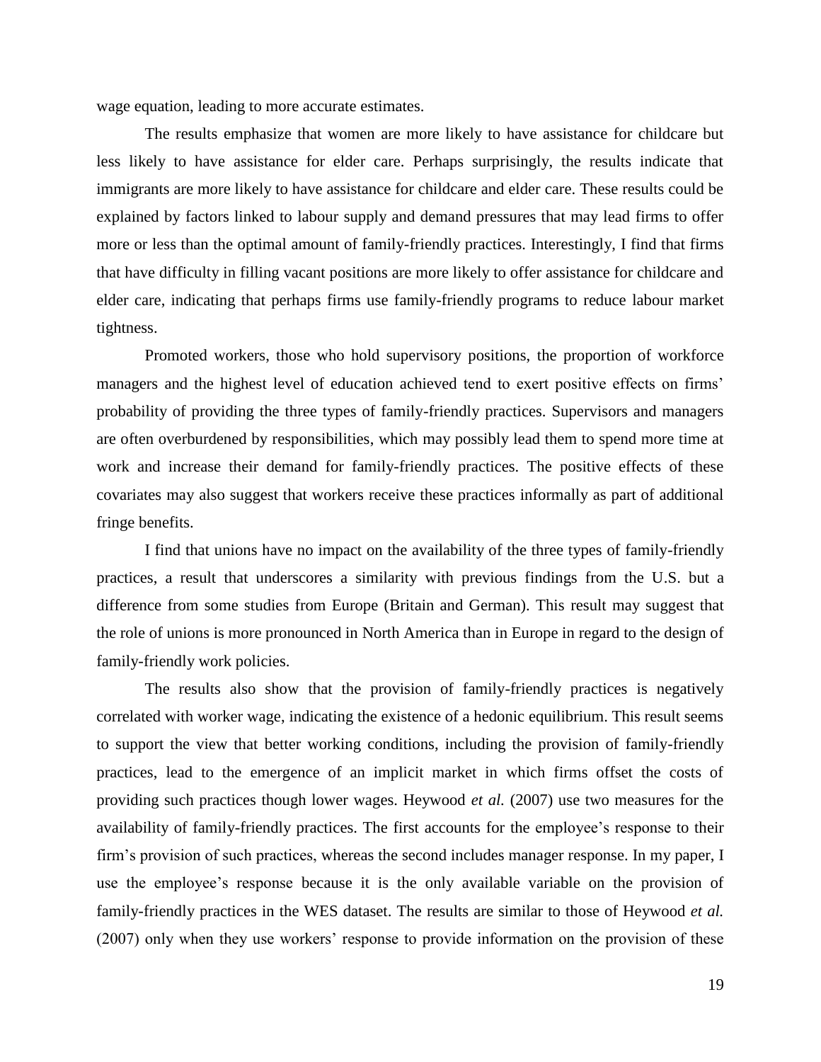wage equation, leading to more accurate estimates.

The results emphasize that women are more likely to have assistance for childcare but less likely to have assistance for elder care. Perhaps surprisingly, the results indicate that immigrants are more likely to have assistance for childcare and elder care. These results could be explained by factors linked to labour supply and demand pressures that may lead firms to offer more or less than the optimal amount of family-friendly practices. Interestingly, I find that firms that have difficulty in filling vacant positions are more likely to offer assistance for childcare and elder care, indicating that perhaps firms use family-friendly programs to reduce labour market tightness.

Promoted workers, those who hold supervisory positions, the proportion of workforce managers and the highest level of education achieved tend to exert positive effects on firms' probability of providing the three types of family-friendly practices. Supervisors and managers are often overburdened by responsibilities, which may possibly lead them to spend more time at work and increase their demand for family-friendly practices. The positive effects of these covariates may also suggest that workers receive these practices informally as part of additional fringe benefits.

I find that unions have no impact on the availability of the three types of family-friendly practices, a result that underscores a similarity with previous findings from the U.S. but a difference from some studies from Europe (Britain and German). This result may suggest that the role of unions is more pronounced in North America than in Europe in regard to the design of family-friendly work policies.

The results also show that the provision of family-friendly practices is negatively correlated with worker wage, indicating the existence of a hedonic equilibrium. This result seems to support the view that better working conditions, including the provision of family-friendly practices, lead to the emergence of an implicit market in which firms offset the costs of providing such practices though lower wages. Heywood *et al.* (2007) use two measures for the availability of family-friendly practices. The first accounts for the employee's response to their firm's provision of such practices, whereas the second includes manager response. In my paper, I use the employee's response because it is the only available variable on the provision of family-friendly practices in the WES dataset. The results are similar to those of Heywood *et al.* (2007) only when they use workers' response to provide information on the provision of these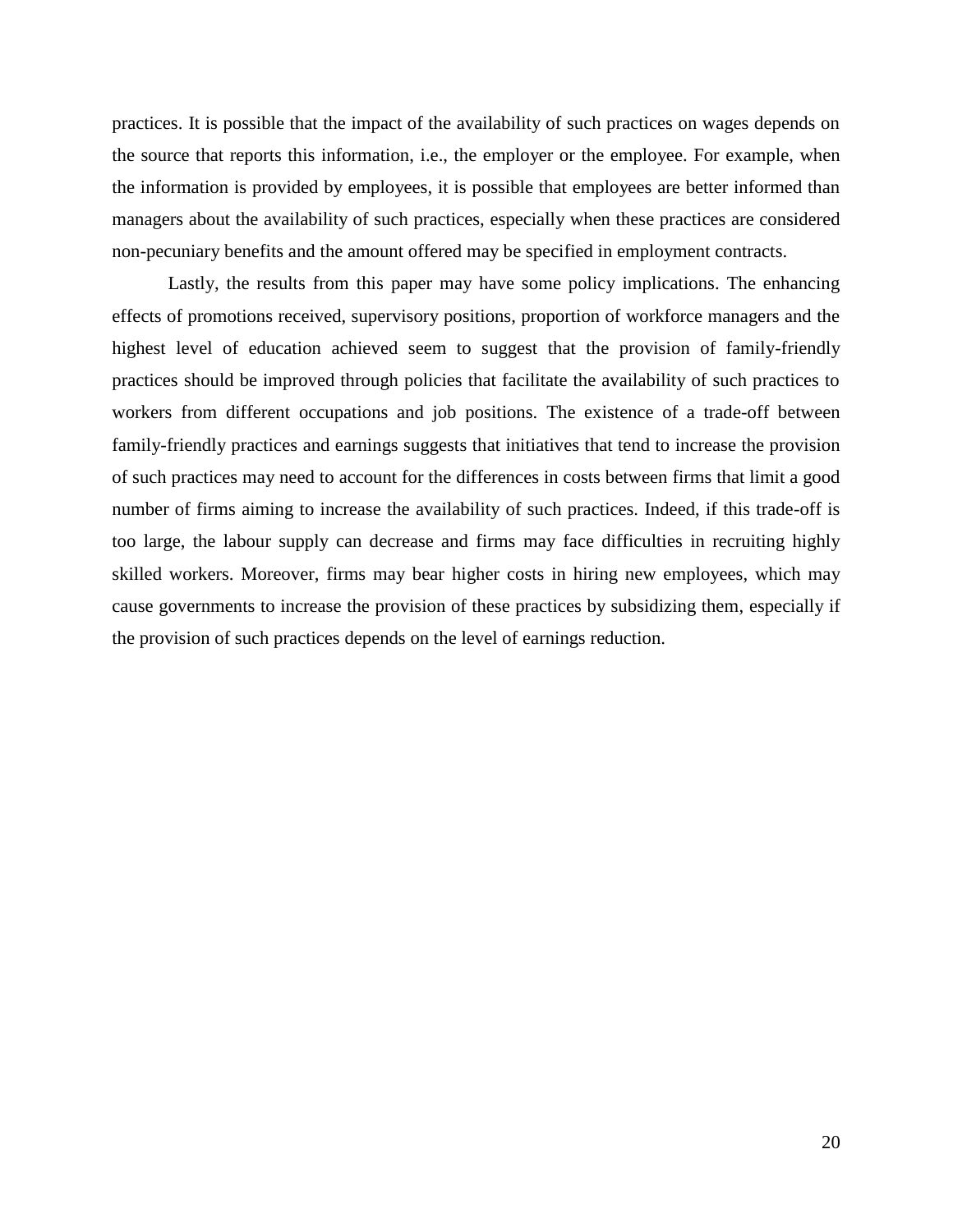practices. It is possible that the impact of the availability of such practices on wages depends on the source that reports this information, i.e., the employer or the employee. For example, when the information is provided by employees, it is possible that employees are better informed than managers about the availability of such practices, especially when these practices are considered non-pecuniary benefits and the amount offered may be specified in employment contracts.

Lastly, the results from this paper may have some policy implications. The enhancing effects of promotions received, supervisory positions, proportion of workforce managers and the highest level of education achieved seem to suggest that the provision of family-friendly practices should be improved through policies that facilitate the availability of such practices to workers from different occupations and job positions. The existence of a trade-off between family-friendly practices and earnings suggests that initiatives that tend to increase the provision of such practices may need to account for the differences in costs between firms that limit a good number of firms aiming to increase the availability of such practices. Indeed, if this trade-off is too large, the labour supply can decrease and firms may face difficulties in recruiting highly skilled workers. Moreover, firms may bear higher costs in hiring new employees, which may cause governments to increase the provision of these practices by subsidizing them, especially if the provision of such practices depends on the level of earnings reduction.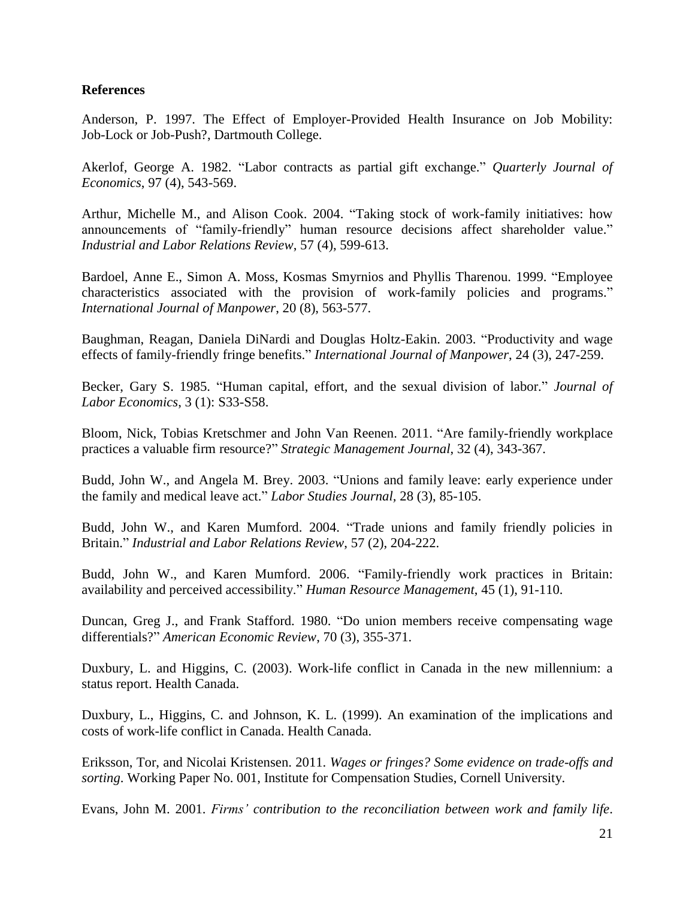**References**

Anderson, P. 1997. The Effect of Employer-Provided Health Insurance on Job Mobility: Job-Lock or Job-Push?, Dartmouth College.

Akerlof, George A. 1982. “Labor contracts as partial gift exchange.” *Quarterly Journal of Economics*, 97 (4), 543-569.

Arthur, Michelle M., and Alison Cook. 2004. “Taking stock of work-family initiatives: how announcements of “family-friendly” human resource decisions affect shareholder value.” *Industrial and Labor Relations Review*, 57 (4), 599-613.

Bardoel, Anne E., Simon A. Moss, Kosmas Smyrnios and Phyllis Tharenou. 1999. “Employee characteristics associated with the provision of work-family policies and programs.” *International Journal of Manpower*, 20 (8), 563-577.

Baughman, Reagan, Daniela DiNardi and Douglas Holtz-Eakin. 2003. “Productivity and wage effects of family-friendly fringe benefits.” *International Journal of Manpower*, 24 (3), 247-259.

Becker, Gary S. 1985. “Human capital, effort, and the sexual division of labor.” *Journal of Labor Economics*, 3 (1): S33-S58.

Bloom, Nick, Tobias Kretschmer and John Van Reenen. 2011. “Are family-friendly workplace practices a valuable firm resource?” *Strategic Management Journal*, 32 (4), 343-367.

Budd, John W., and Angela M. Brey. 2003. “Unions and family leave: early experience under the family and medical leave act.” *Labor Studies Journal*, 28 (3), 85-105.

Budd, John W., and Karen Mumford. 2004. “Trade unions and family friendly policies in Britain.” *Industrial and Labor Relations Review*, 57 (2), 204-222.

Budd, John W., and Karen Mumford. 2006. “Family-friendly work practices in Britain: availability and perceived accessibility.” *Human Resource Management*, 45 (1), 91-110.

Duncan, Greg J., and Frank Stafford. 1980. “Do union members receive compensating wage differentials?” *American Economic Review*, 70 (3), 355-371.

Duxbury, L. and Higgins, C. (2003). Work-life conflict in Canada in the new millennium: a status report. Health Canada.

Duxbury, L., Higgins, C. and Johnson, K. L. (1999). An examination of the implications and costs of work-life conflict in Canada. Health Canada.

Eriksson, Tor, and Nicolai Kristensen. 2011. *Wages or fringes? Some evidence on trade-offs and sorting*. Working Paper No. 001, Institute for Compensation Studies, Cornell University.

Evans, John M. 2001. *Firms’ contribution to the reconciliation between work and family life*.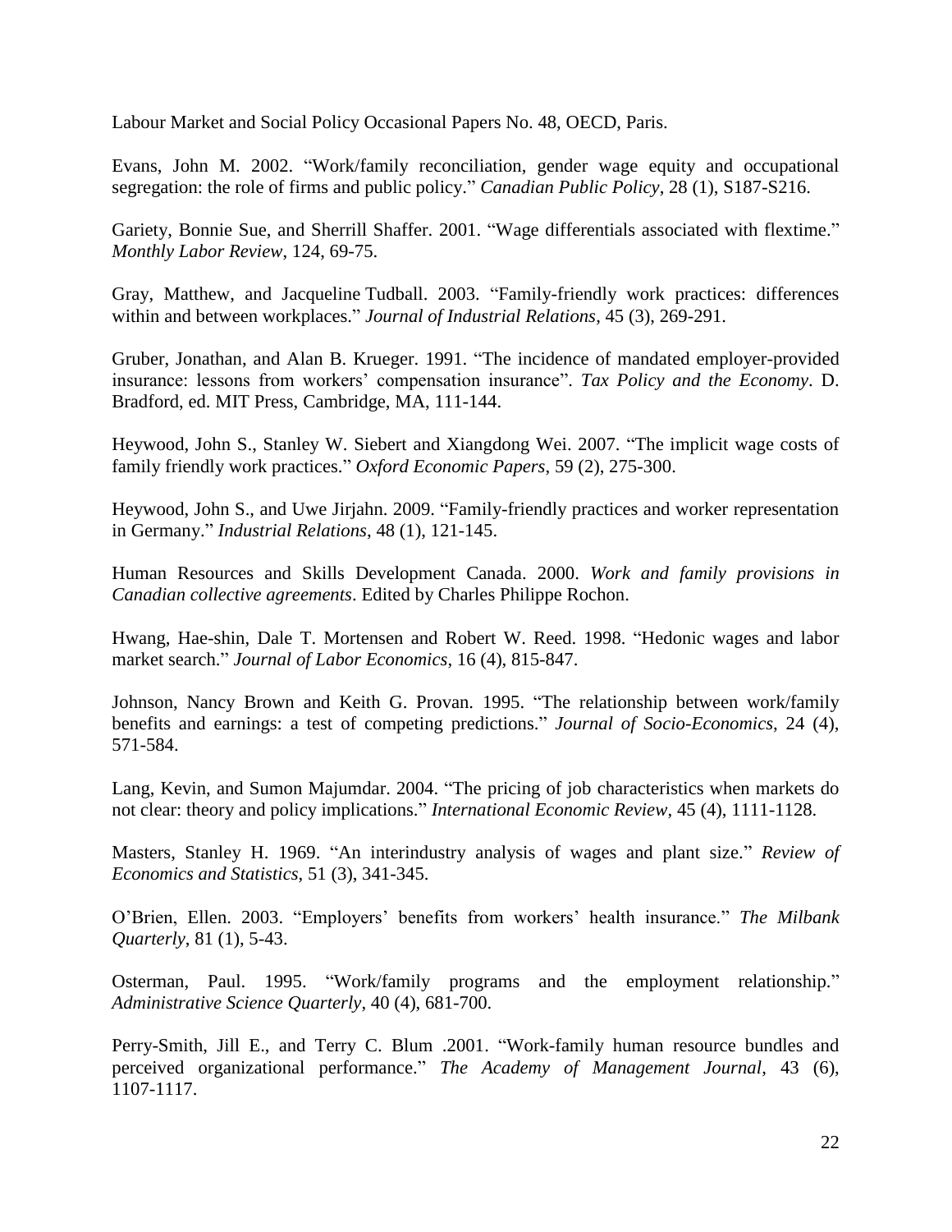Labour Market and Social Policy Occasional Papers No. 48, OECD, Paris.

Evans, John M. 2002. "Work/family reconciliation, gender wage equity and occupational segregation: the role of firms and public policy." *Canadian Public Policy*, 28 (1), S187-S216.

Gariety, Bonnie Sue, and Sherrill Shaffer. 2001. "Wage differentials associated with flextime." *Monthly Labor Review*, 124, 69-75.

Gray, Matthew, and Jacqueline Tudball. 2003. "Family-friendly work practices: differences within and between workplaces." *Journal of Industrial Relations*, 45 (3), 269-291.

Gruber, Jonathan, and Alan B. Krueger. 1991. "The incidence of mandated employer-provided insurance: lessons from workers' compensation insurance". *Tax Policy and the Economy*. D. Bradford, ed. MIT Press, Cambridge, MA, 111-144.

Heywood, John S., Stanley W. Siebert and Xiangdong Wei. 2007. "The implicit wage costs of family friendly work practices." *Oxford Economic Papers*, 59 (2), 275-300.

Heywood, John S., and Uwe Jirjahn. 2009. "Family-friendly practices and worker representation in Germany." *Industrial Relations*, 48 (1), 121-145.

Human Resources and Skills Development Canada. 2000. *Work and family provisions in Canadian collective agreements*. Edited by Charles Philippe Rochon.

Hwang, Hae-shin, Dale T. Mortensen and Robert W. Reed. 1998. "Hedonic wages and labor market search." *Journal of Labor Economics*, 16 (4), 815-847.

Johnson, Nancy Brown and Keith G. Provan. 1995. "The relationship between work/family benefits and earnings: a test of competing predictions." *Journal of Socio-Economics*, 24 (4), 571-584.

Lang, Kevin, and Sumon Majumdar. 2004. "The pricing of job characteristics when markets do not clear: theory and policy implications." *International Economic Review*, 45 (4), 1111-1128.

Masters, Stanley H. 1969. "An interindustry analysis of wages and plant size." *Review of Economics and Statistics*, 51 (3), 341-345.

O'Brien, Ellen. 2003. "Employers' benefits from workers' health insurance." *The Milbank Quarterly*, 81 (1), 5-43.

Osterman, Paul. 1995. "Work/family programs and the employment relationship." *Administrative Science Quarterly*, 40 (4), 681-700.

Perry-Smith, Jill E., and Terry C. Blum .2001. "Work-family human resource bundles and perceived organizational performance." *The Academy of Management Journal*, 43 (6), 1107-1117.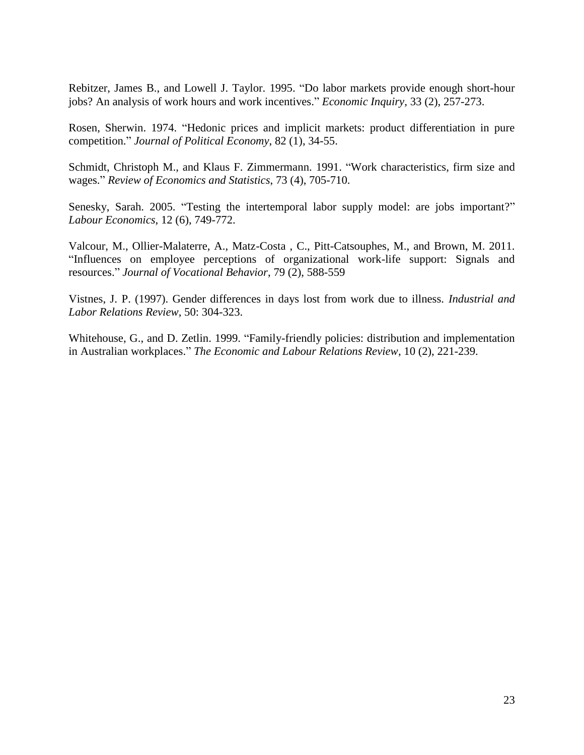Rebitzer, James B., and Lowell J. Taylor. 1995. "Do labor markets provide enough short-hour jobs? An analysis of work hours and work incentives." *Economic Inquiry*, 33 (2), 257-273.

Rosen, Sherwin. 1974. "Hedonic prices and implicit markets: product differentiation in pure competition." *Journal of Political Economy*, 82 (1), 34-55.

Schmidt, Christoph M., and Klaus F. Zimmermann. 1991. "Work characteristics, firm size and wages." *Review of Economics and Statistics*, 73 (4), 705-710.

Senesky, Sarah. 2005. "Testing the intertemporal labor supply model: are jobs important?" *Labour Economics*, 12 (6), 749-772.

Valcour, M., Ollier-Malaterre, A., Matz-Costa , C., Pitt-Catsouphes, M., and Brown, M. 2011. "Influences on employee perceptions of organizational work-life support: Signals and resources." *Journal of Vocational Behavior*, 79 (2), 588-559

Vistnes, J. P. (1997). Gender differences in days lost from work due to illness. *Industrial and Labor Relations Review*, 50: 304-323.

Whitehouse, G., and D. Zetlin. 1999. "Family-friendly policies: distribution and implementation in Australian workplaces." *The Economic and Labour Relations Review*, 10 (2), 221-239.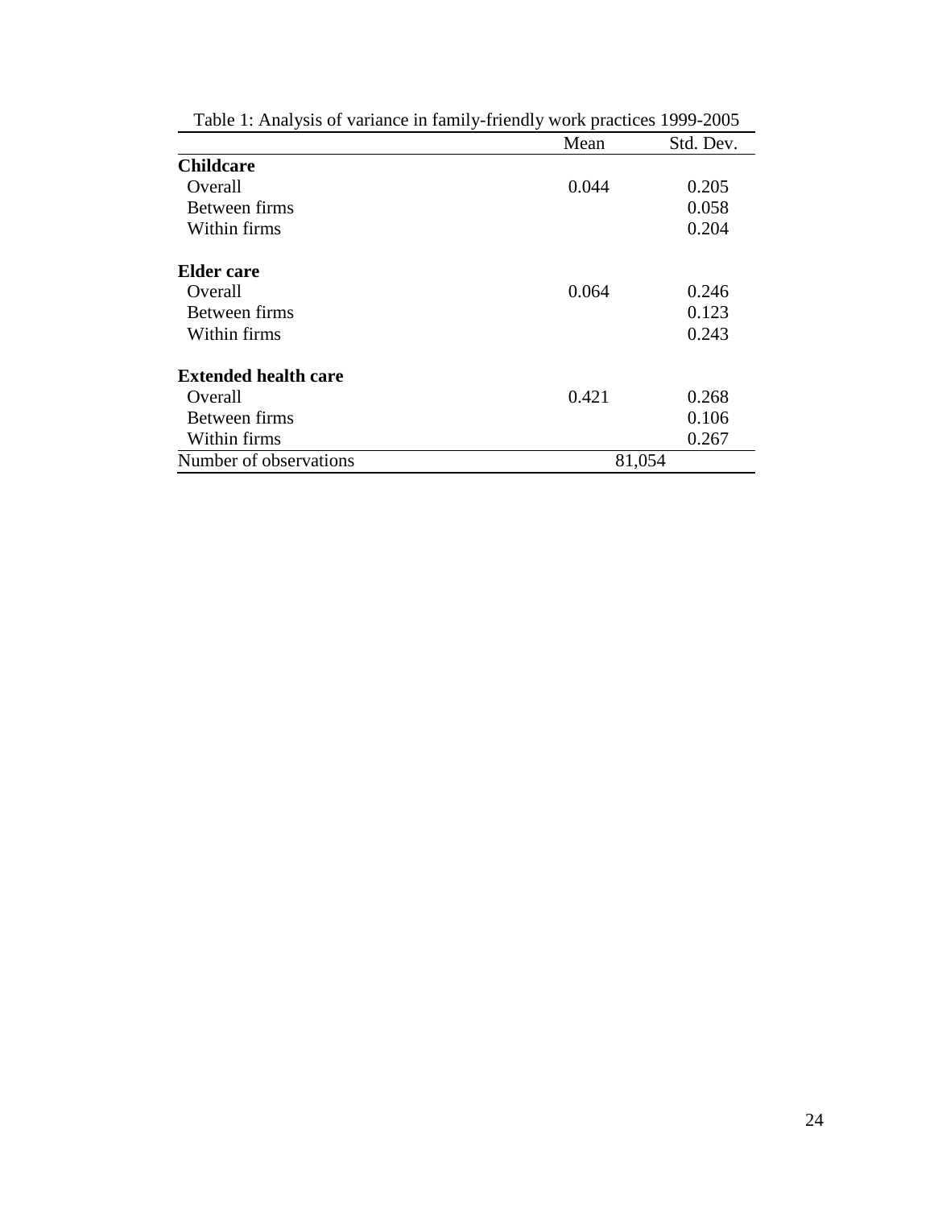Table 1: Analysis of variance in family-friendly work practices 1999-2005

| | Mean | Std. Dev. |
|---|---|---|
| **Childcare** | | |
| Overall | 0.044 | 0.205 |
| Between firms | | 0.058 |
| Within firms | | 0.204 |
| **Elder care** | | |
| Overall | 0.064 | 0.246 |
| Between firms | | 0.123 |
| Within firms | | 0.243 |
| **Extended health care** | | |
| Overall | 0.421 | 0.268 |
| Between firms | | 0.106 |
| Within firms | | 0.267 |
| Number of observations | 81,054 | |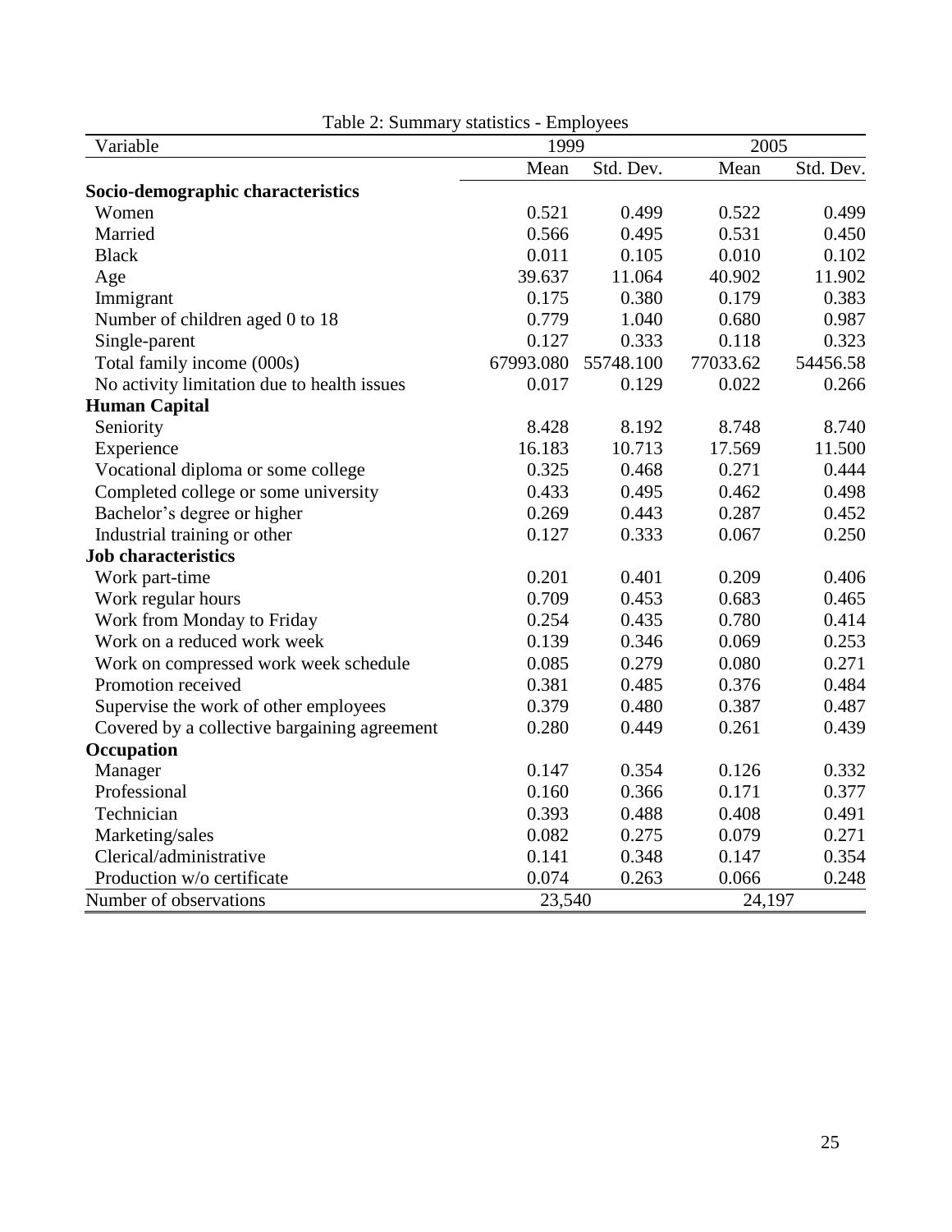Table 2: Summary statistics - Employees

| Variable | 1999 | | 2005 | |
|---|---|---|---|---|
| | Mean | Std. Dev. | Mean | Std. Dev. |
| **Socio-demographic characteristics** | | | | |
| Women | 0.521 | 0.499 | 0.522 | 0.499 |
| Married | 0.566 | 0.495 | 0.531 | 0.450 |
| Black | 0.011 | 0.105 | 0.010 | 0.102 |
| Age | 39.637 | 11.064 | 40.902 | 11.902 |
| Immigrant | 0.175 | 0.380 | 0.179 | 0.383 |
| Number of children aged 0 to 18 | 0.779 | 1.040 | 0.680 | 0.987 |
| Single-parent | 0.127 | 0.333 | 0.118 | 0.323 |
| Total family income (000s) | 67993.080 | 55748.100 | 77033.62 | 54456.58 |
| No activity limitation due to health issues | 0.017 | 0.129 | 0.022 | 0.266 |
| **Human Capital** | | | | |
| Seniority | 8.428 | 8.192 | 8.748 | 8.740 |
| Experience | 16.183 | 10.713 | 17.569 | 11.500 |
| Vocational diploma or some college | 0.325 | 0.468 | 0.271 | 0.444 |
| Completed college or some university | 0.433 | 0.495 | 0.462 | 0.498 |
| Bachelor's degree or higher | 0.269 | 0.443 | 0.287 | 0.452 |
| Industrial training or other | 0.127 | 0.333 | 0.067 | 0.250 |
| **Job characteristics** | | | | |
| Work part-time | 0.201 | 0.401 | 0.209 | 0.406 |
| Work regular hours | 0.709 | 0.453 | 0.683 | 0.465 |
| Work from Monday to Friday | 0.254 | 0.435 | 0.780 | 0.414 |
| Work on a reduced work week | 0.139 | 0.346 | 0.069 | 0.253 |
| Work on compressed work week schedule | 0.085 | 0.279 | 0.080 | 0.271 |
| Promotion received | 0.381 | 0.485 | 0.376 | 0.484 |
| Supervise the work of other employees | 0.379 | 0.480 | 0.387 | 0.487 |
| Covered by a collective bargaining agreement | 0.280 | 0.449 | 0.261 | 0.439 |
| **Occupation** | | | | |
| Manager | 0.147 | 0.354 | 0.126 | 0.332 |
| Professional | 0.160 | 0.366 | 0.171 | 0.377 |
| Technician | 0.393 | 0.488 | 0.408 | 0.491 |
| Marketing/sales | 0.082 | 0.275 | 0.079 | 0.271 |
| Clerical/administrative | 0.141 | 0.348 | 0.147 | 0.354 |
| Production w/o certificate | 0.074 | 0.263 | 0.066 | 0.248 |
| Number of observations | 23,540 | | 24,197 | |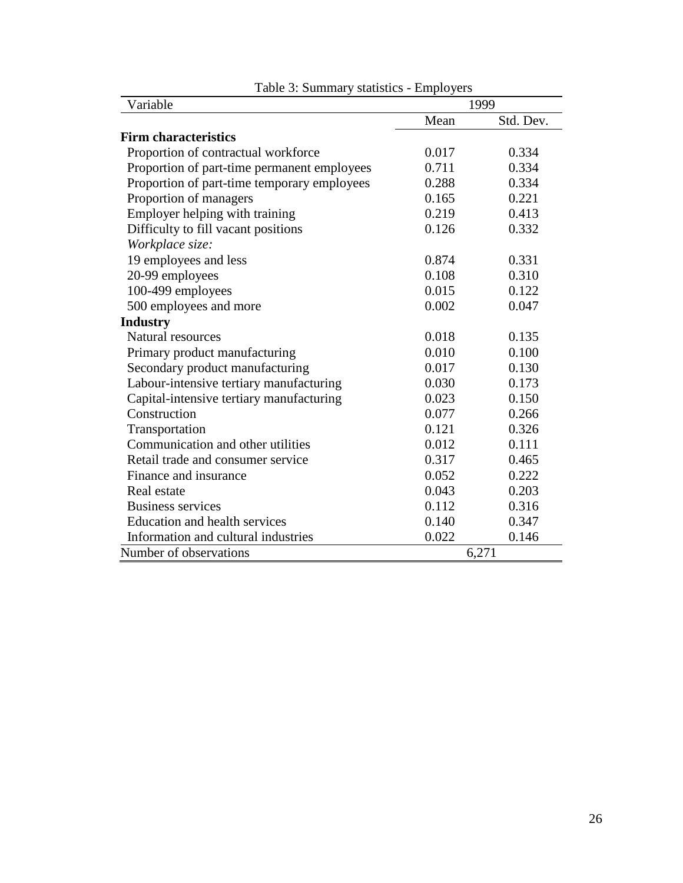Table 3: Summary statistics - Employers

| Variable | 1999 | |
|---|---|---|
| | Mean | Std. Dev. |
| **Firm characteristics** | | |
| Proportion of contractual workforce | 0.017 | 0.334 |
| Proportion of part-time permanent employees | 0.711 | 0.334 |
| Proportion of part-time temporary employees | 0.288 | 0.334 |
| Proportion of managers | 0.165 | 0.221 |
| Employer helping with training | 0.219 | 0.413 |
| Difficulty to fill vacant positions | 0.126 | 0.332 |
| *Workplace size:* | | |
| 19 employees and less | 0.874 | 0.331 |
| 20-99 employees | 0.108 | 0.310 |
| 100-499 employees | 0.015 | 0.122 |
| 500 employees and more | 0.002 | 0.047 |
| **Industry** | | |
| Natural resources | 0.018 | 0.135 |
| Primary product manufacturing | 0.010 | 0.100 |
| Secondary product manufacturing | 0.017 | 0.130 |
| Labour-intensive tertiary manufacturing | 0.030 | 0.173 |
| Capital-intensive tertiary manufacturing | 0.023 | 0.150 |
| Construction | 0.077 | 0.266 |
| Transportation | 0.121 | 0.326 |
| Communication and other utilities | 0.012 | 0.111 |
| Retail trade and consumer service | 0.317 | 0.465 |
| Finance and insurance | 0.052 | 0.222 |
| Real estate | 0.043 | 0.203 |
| Business services | 0.112 | 0.316 |
| Education and health services | 0.140 | 0.347 |
| Information and cultural industries | 0.022 | 0.146 |
| Number of observations | 6,271 | |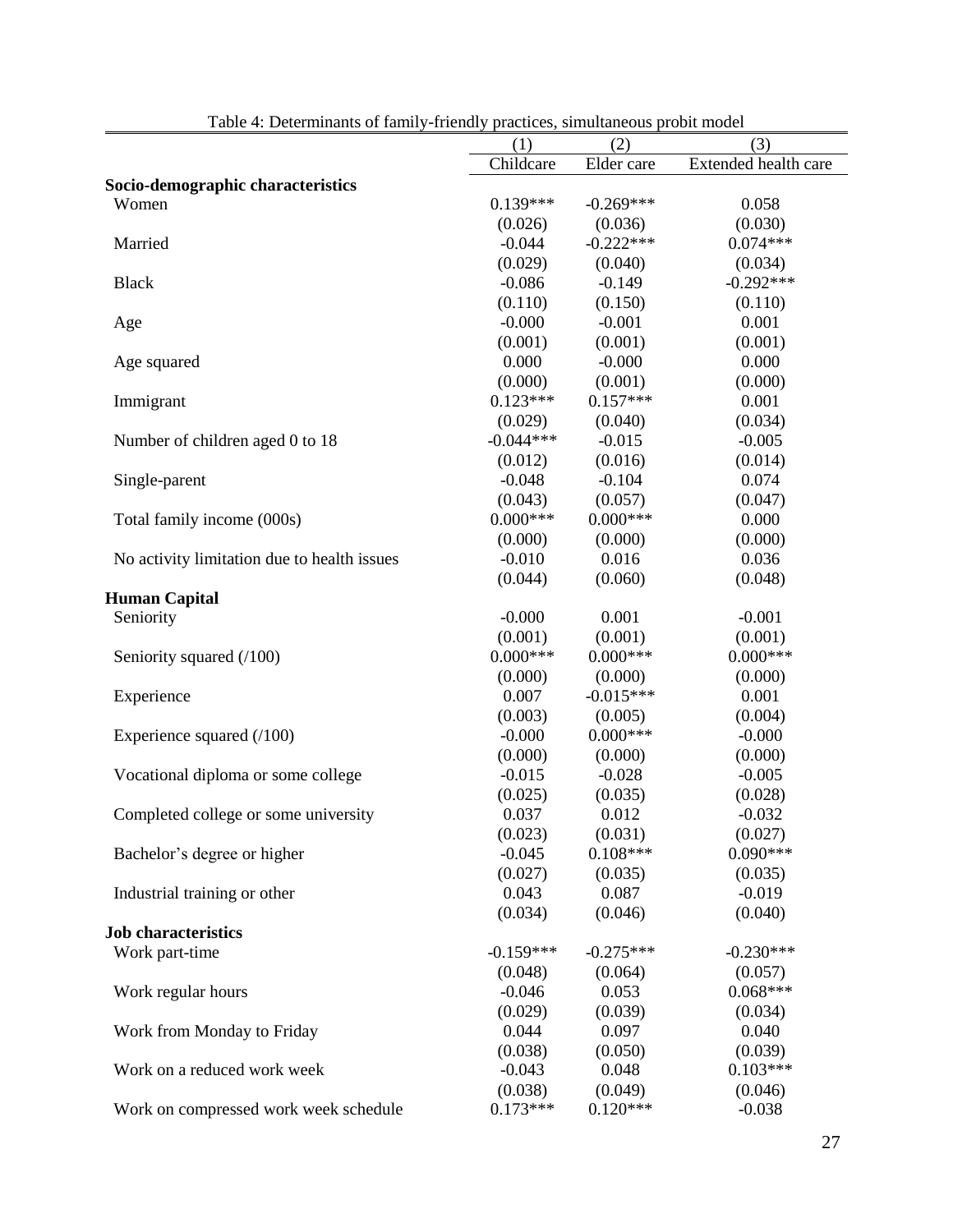Table 4: Determinants of family-friendly practices, simultaneous probit model

| | (1) | (2) | (3) |
|---|---|---|---|
| | Childcare | Elder care | Extended health care |
| **Socio-demographic characteristics** | | | |
| Women | 0.139*** | -0.269*** | 0.058 |
| | (0.026) | (0.036) | (0.030) |
| Married | -0.044 | -0.222*** | 0.074*** |
| | (0.029) | (0.040) | (0.034) |
| Black | -0.086 | -0.149 | -0.292*** |
| | (0.110) | (0.150) | (0.110) |
| Age | -0.000 | -0.001 | 0.001 |
| | (0.001) | (0.001) | (0.001) |
| Age squared | 0.000 | -0.000 | 0.000 |
| | (0.000) | (0.001) | (0.000) |
| Immigrant | 0.123*** | 0.157*** | 0.001 |
| | (0.029) | (0.040) | (0.034) |
| Number of children aged 0 to 18 | -0.044*** | -0.015 | -0.005 |
| | (0.012) | (0.016) | (0.014) |
| Single-parent | -0.048 | -0.104 | 0.074 |
| | (0.043) | (0.057) | (0.047) |
| Total family income (000s) | 0.000*** | 0.000*** | 0.000 |
| | (0.000) | (0.000) | (0.000) |
| No activity limitation due to health issues | -0.010 | 0.016 | 0.036 |
| | (0.044) | (0.060) | (0.048) |
| **Human Capital** | | | |
| Seniority | -0.000 | 0.001 | -0.001 |
| | (0.001) | (0.001) | (0.001) |
| Seniority squared (/100) | 0.000*** | 0.000*** | 0.000*** |
| | (0.000) | (0.000) | (0.000) |
| Experience | 0.007 | -0.015*** | 0.001 |
| | (0.003) | (0.005) | (0.004) |
| Experience squared (/100) | -0.000 | 0.000*** | -0.000 |
| | (0.000) | (0.000) | (0.000) |
| Vocational diploma or some college | -0.015 | -0.028 | -0.005 |
| | (0.025) | (0.035) | (0.028) |
| Completed college or some university | 0.037 | 0.012 | -0.032 |
| | (0.023) | (0.031) | (0.027) |
| Bachelor's degree or higher | -0.045 | 0.108*** | 0.090*** |
| | (0.027) | (0.035) | (0.035) |
| Industrial training or other | 0.043 | 0.087 | -0.019 |
| | (0.034) | (0.046) | (0.040) |
| **Job characteristics** | | | |
| Work part-time | -0.159*** | -0.275*** | -0.230*** |
| | (0.048) | (0.064) | (0.057) |
| Work regular hours | -0.046 | 0.053 | 0.068*** |
| | (0.029) | (0.039) | (0.034) |
| Work from Monday to Friday | 0.044 | 0.097 | 0.040 |
| | (0.038) | (0.050) | (0.039) |
| Work on a reduced work week | -0.043 | 0.048 | 0.103*** |
| | (0.038) | (0.049) | (0.046) |
| Work on compressed work week schedule | 0.173*** | 0.120*** | -0.038 |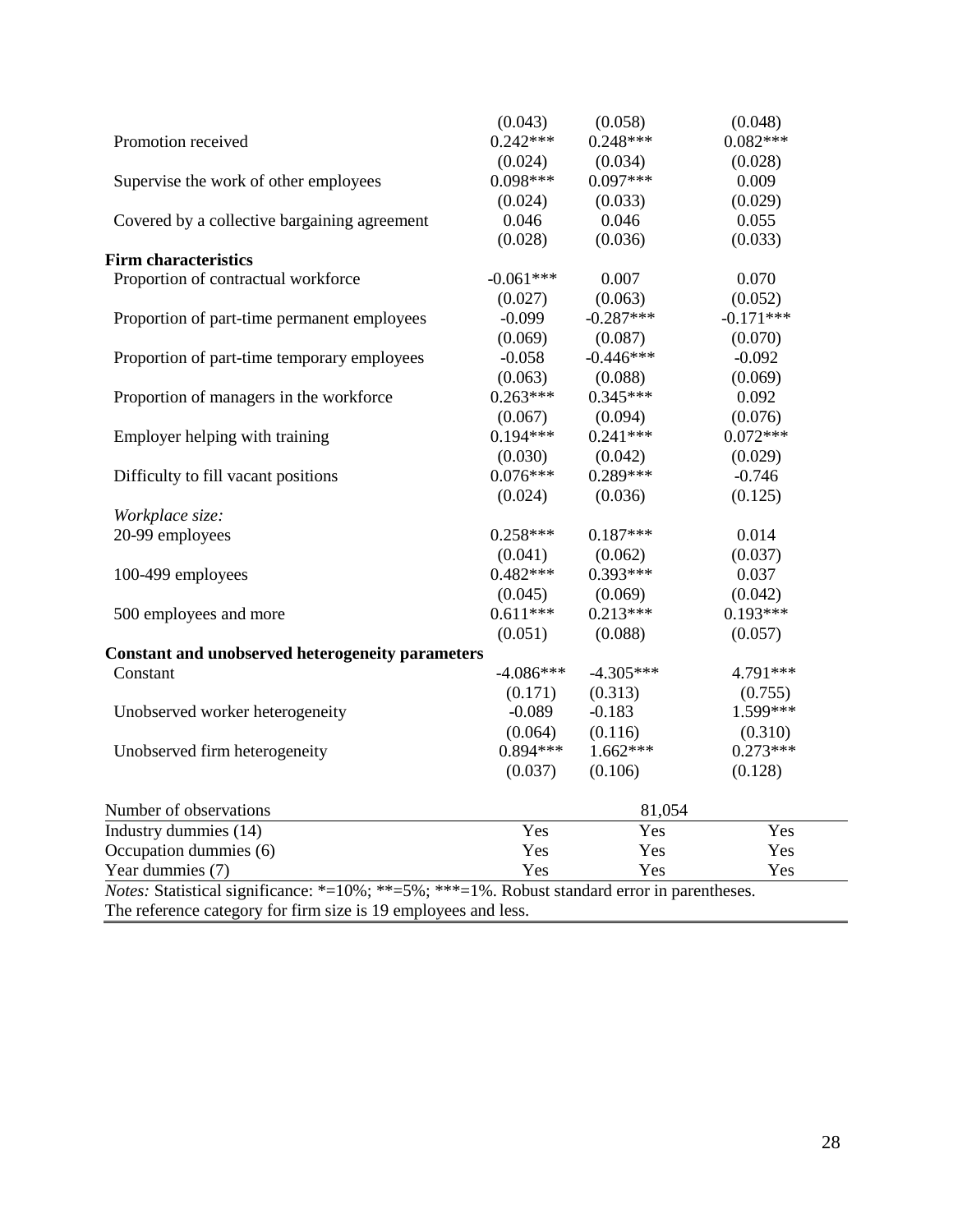| | | | |
|---|---|---|---|
| | (0.043) | (0.058) | (0.048) |
| Promotion received | 0.242*** | 0.248*** | 0.082*** |
| | (0.024) | (0.034) | (0.028) |
| Supervise the work of other employees | 0.098*** | 0.097*** | 0.009 |
| | (0.024) | (0.033) | (0.029) |
| Covered by a collective bargaining agreement | 0.046 | 0.046 | 0.055 |
| | (0.028) | (0.036) | (0.033) |
| **Firm characteristics** | | | |
| Proportion of contractual workforce | -0.061*** | 0.007 | 0.070 |
| | (0.027) | (0.063) | (0.052) |
| Proportion of part-time permanent employees | -0.099 | -0.287*** | -0.171*** |
| | (0.069) | (0.087) | (0.070) |
| Proportion of part-time temporary employees | -0.058 | -0.446*** | -0.092 |
| | (0.063) | (0.088) | (0.069) |
| Proportion of managers in the workforce | 0.263*** | 0.345*** | 0.092 |
| | (0.067) | (0.094) | (0.076) |
| Employer helping with training | 0.194*** | 0.241*** | 0.072*** |
| | (0.030) | (0.042) | (0.029) |
| Difficulty to fill vacant positions | 0.076*** | 0.289*** | -0.746 |
| | (0.024) | (0.036) | (0.125) |
| *Workplace size:* | | | |
| 20-99 employees | 0.258*** | 0.187*** | 0.014 |
| | (0.041) | (0.062) | (0.037) |
| 100-499 employees | 0.482*** | 0.393*** | 0.037 |
| | (0.045) | (0.069) | (0.042) |
| 500 employees and more | 0.611*** | 0.213*** | 0.193*** |
| | (0.051) | (0.088) | (0.057) |
| **Constant and unobserved heterogeneity parameters** | | | |
| Constant | -4.086*** | -4.305*** | 4.791*** |
| | (0.171) | (0.313) | (0.755) |
| Unobserved worker heterogeneity | -0.089 | -0.183 | 1.599*** |
| | (0.064) | (0.116) | (0.310) |
| Unobserved firm heterogeneity | 0.894*** | 1.662*** | 0.273*** |
| | (0.037) | (0.106) | (0.128) |
| Number of observations | | 81,054 | |
| Industry dummies (14) | Yes | Yes | Yes |
| Occupation dummies (6) | Yes | Yes | Yes |
| Year dummies (7) | Yes | Yes | Yes |

*Notes:* Statistical significance: *=10%; **=5%; ***=1%. Robust standard error in parentheses.
The reference category for firm size is 19 employees and less.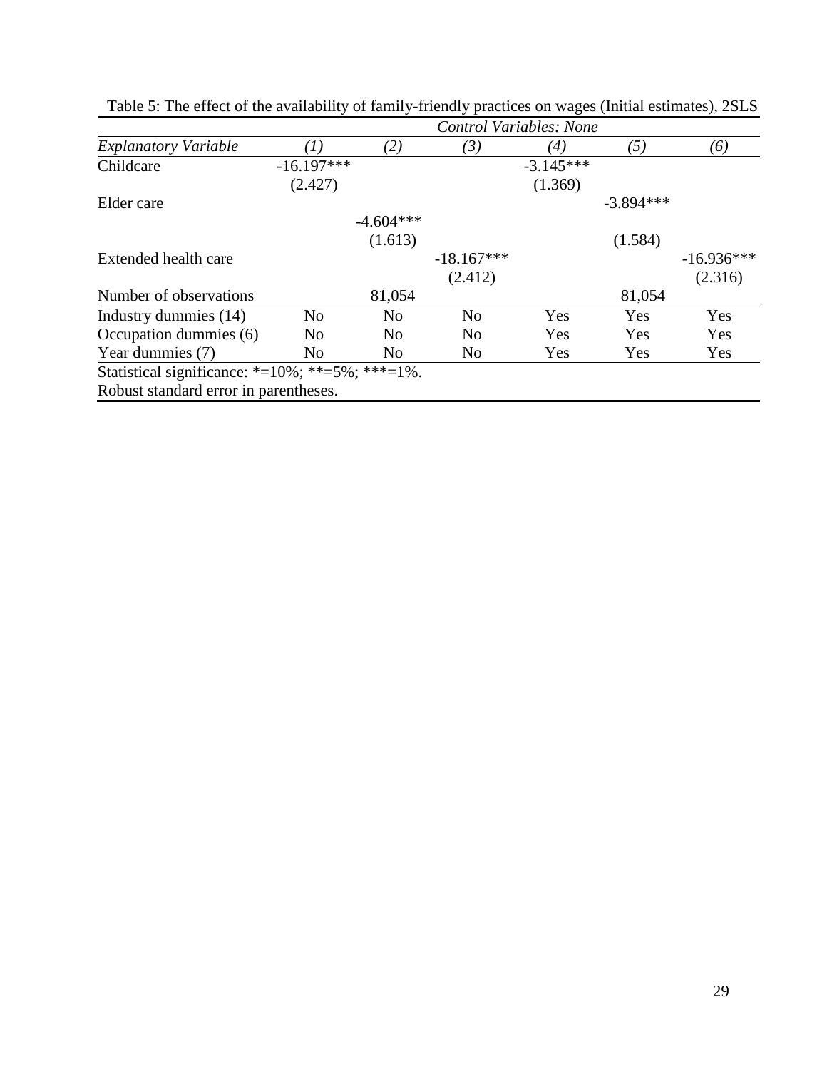Table 5: The effect of the availability of family-friendly practices on wages (Initial estimates), 2SLS

| | *Control Variables: None* | | | | | |
|---|---|---|---|---|---|---|
| *Explanatory Variable* | *(1)* | *(2)* | *(3)* | *(4)* | *(5)* | *(6)* |
| Childcare | -16.197*** | | | -3.145*** | | |
| | (2.427) | | | (1.369) | | |
| Elder care | | -4.604*** | | | -3.894*** | |
| | | (1.613) | | | (1.584) | |
| Extended health care | | | -18.167*** | | | -16.936*** |
| | | | (2.412) | | | (2.316) |
| Number of observations | | 81,054 | | | 81,054 | |
| Industry dummies (14) | No | No | No | Yes | Yes | Yes |
| Occupation dummies (6) | No | No | No | Yes | Yes | Yes |
| Year dummies (7) | No | No | No | Yes | Yes | Yes |

Statistical significance: *=10%; **=5%; ***=1%.
Robust standard error in parentheses.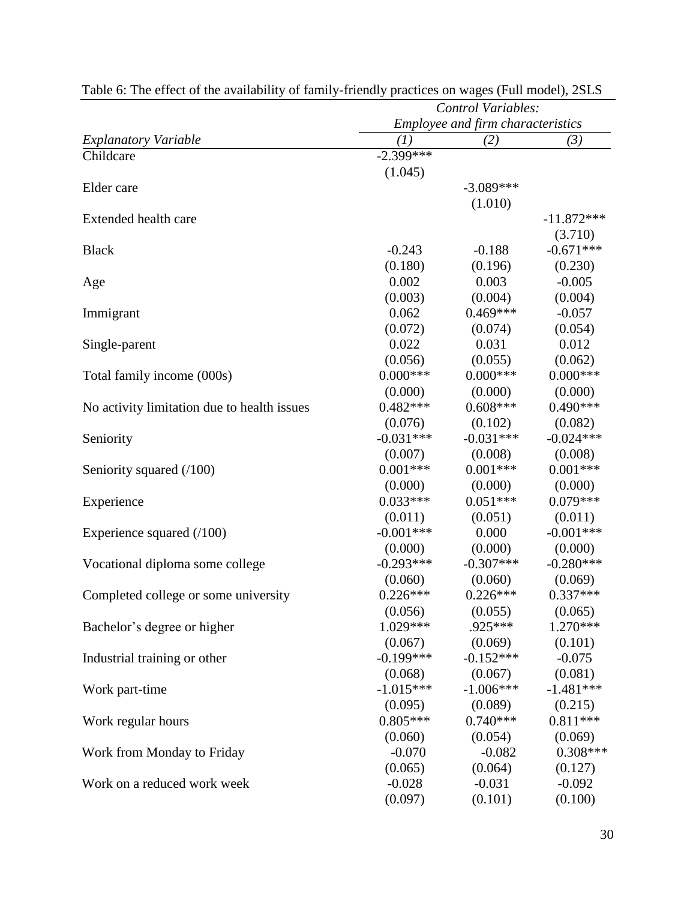Table 6: The effect of the availability of family-friendly practices on wages (Full model), 2SLS

| | *Control Variables:* | | |
|---|---|---|---|
| | *Employee and firm characteristics* | | |
| *Explanatory Variable* | *(1)* | *(2)* | *(3)* |
| Childcare | -2.399*** | | |
| | (1.045) | | |
| Elder care | | -3.089*** | |
| | | (1.010) | |
| Extended health care | | | -11.872*** |
| | | | (3.710) |
| Black | -0.243 | -0.188 | -0.671*** |
| | (0.180) | (0.196) | (0.230) |
| Age | 0.002 | 0.003 | -0.005 |
| | (0.003) | (0.004) | (0.004) |
| Immigrant | 0.062 | 0.469*** | -0.057 |
| | (0.072) | (0.074) | (0.054) |
| Single-parent | 0.022 | 0.031 | 0.012 |
| | (0.056) | (0.055) | (0.062) |
| Total family income (000s) | 0.000*** | 0.000*** | 0.000*** |
| | (0.000) | (0.000) | (0.000) |
| No activity limitation due to health issues | 0.482*** | 0.608*** | 0.490*** |
| | (0.076) | (0.102) | (0.082) |
| Seniority | -0.031*** | -0.031*** | -0.024*** |
| | (0.007) | (0.008) | (0.008) |
| Seniority squared (/100) | 0.001*** | 0.001*** | 0.001*** |
| | (0.000) | (0.000) | (0.000) |
| Experience | 0.033*** | 0.051*** | 0.079*** |
| | (0.011) | (0.051) | (0.011) |
| Experience squared (/100) | -0.001*** | 0.000 | -0.001*** |
| | (0.000) | (0.000) | (0.000) |
| Vocational diploma some college | -0.293*** | -0.307*** | -0.280*** |
| | (0.060) | (0.060) | (0.069) |
| Completed college or some university | 0.226*** | 0.226*** | 0.337*** |
| | (0.056) | (0.055) | (0.065) |
| Bachelor's degree or higher | 1.029*** | .925*** | 1.270*** |
| | (0.067) | (0.069) | (0.101) |
| Industrial training or other | -0.199*** | -0.152*** | -0.075 |
| | (0.068) | (0.067) | (0.081) |
| Work part-time | -1.015*** | -1.006*** | -1.481*** |
| | (0.095) | (0.089) | (0.215) |
| Work regular hours | 0.805*** | 0.740*** | 0.811*** |
| | (0.060) | (0.054) | (0.069) |
| Work from Monday to Friday | -0.070 | -0.082 | 0.308*** |
| | (0.065) | (0.064) | (0.127) |
| Work on a reduced work week | -0.028 | -0.031 | -0.092 |
| | (0.097) | (0.101) | (0.100) |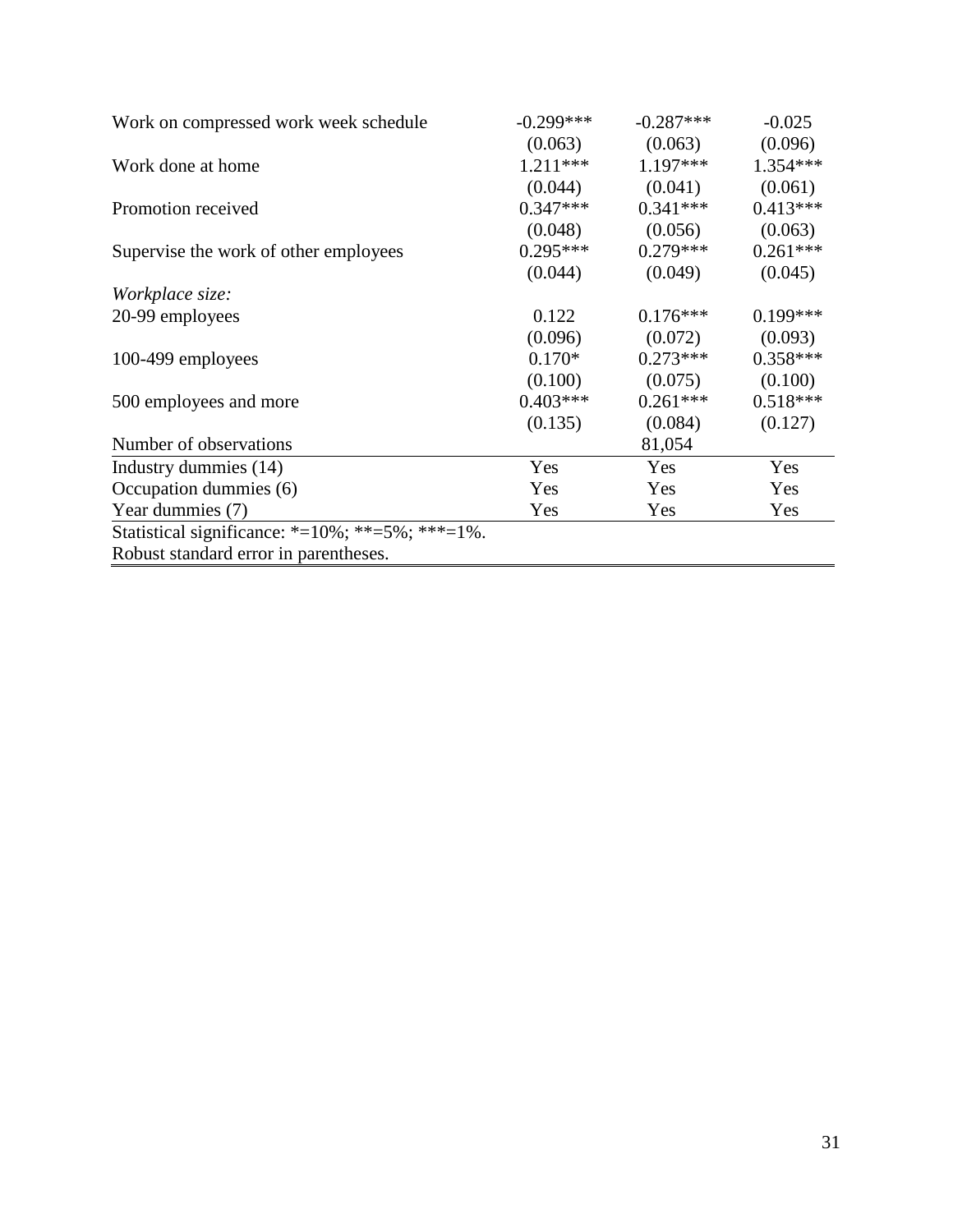| | | | |
|---|---|---|---|
| Work on compressed work week schedule | -0.299*** | -0.287*** | -0.025 |
| | (0.063) | (0.063) | (0.096) |
| Work done at home | 1.211*** | 1.197*** | 1.354*** |
| | (0.044) | (0.041) | (0.061) |
| Promotion received | 0.347*** | 0.341*** | 0.413*** |
| | (0.048) | (0.056) | (0.063) |
| Supervise the work of other employees | 0.295*** | 0.279*** | 0.261*** |
| | (0.044) | (0.049) | (0.045) |
| *Workplace size:* | | | |
| 20-99 employees | 0.122 | 0.176*** | 0.199*** |
| | (0.096) | (0.072) | (0.093) |
| 100-499 employees | 0.170* | 0.273*** | 0.358*** |
| | (0.100) | (0.075) | (0.100) |
| 500 employees and more | 0.403*** | 0.261*** | 0.518*** |
| | (0.135) | (0.084) | (0.127) |
| Number of observations | | 81,054 | |
| Industry dummies (14) | Yes | Yes | Yes |
| Occupation dummies (6) | Yes | Yes | Yes |
| Year dummies (7) | Yes | Yes | Yes |

Statistical significance: *=10%; **=5%; ***=1%.

Robust standard error in parentheses.